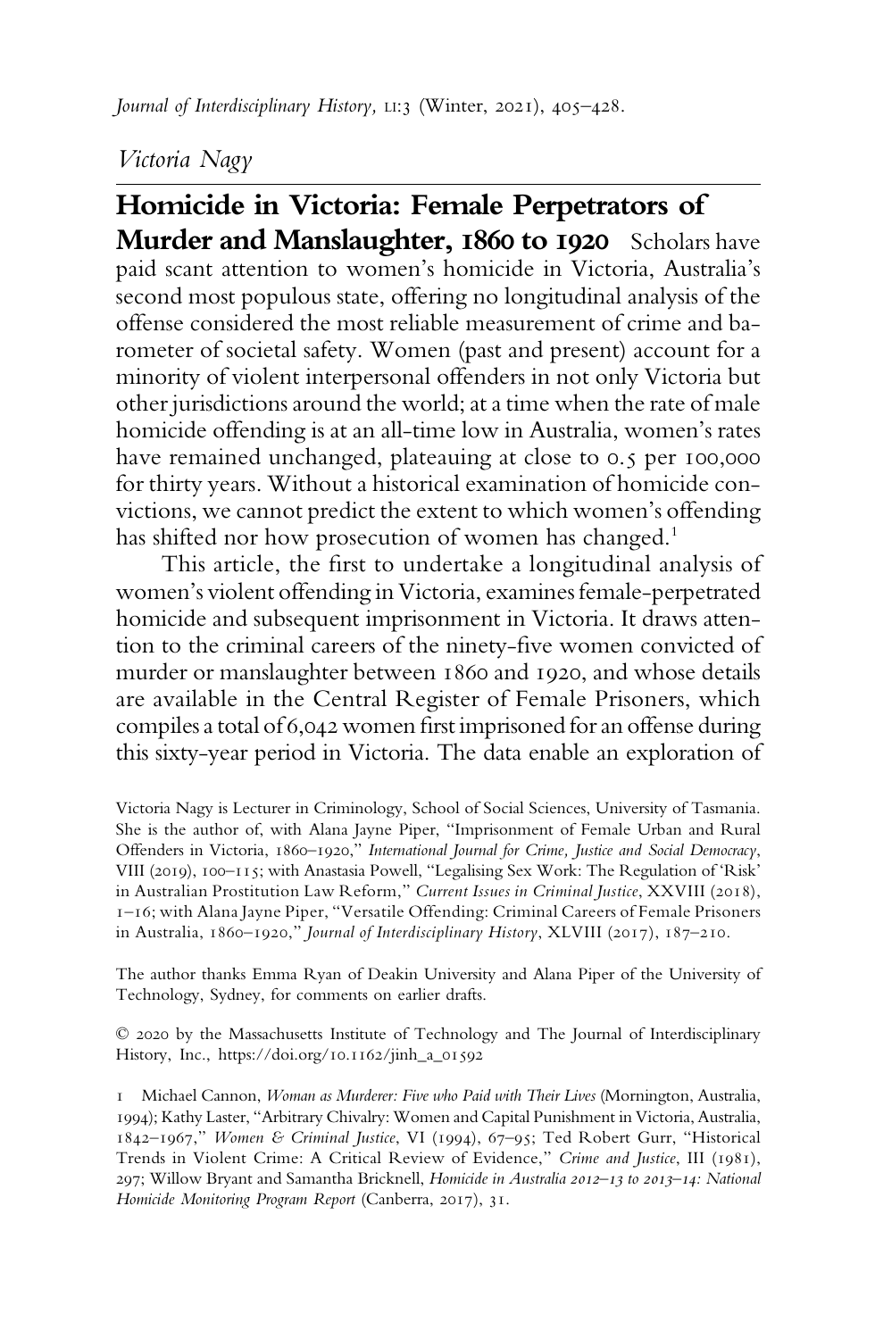*Victoria Nagy*

# Homicide in Victoria: Female Perpetrators of Murder and Manslaughter, 1860 to 1920

Scholars have paid scant attention to women's homicide in Victoria, Australia's second most populous state, offering no longitudinal analysis of the offense considered the most reliable measurement of crime and barometer of societal safety. Women (past and present) account for a minority of violent interpersonal offenders in not only Victoria but other jurisdictions around the world; at a time when the rate of male homicide offending is at an all-time low in Australia, women's rates have remained unchanged, plateauing at close to 0.5 per 100,000 for thirty years. Without a historical examination of homicide convictions, we cannot predict the extent to which women's offending has shifted nor how prosecution of women has changed.[1]

This article, the first to undertake a longitudinal analysis of women's violent offending in Victoria, examines female-perpetrated homicide and subsequent imprisonment in Victoria. It draws attention to the criminal careers of the ninety-five women convicted of murder or manslaughter between 1860 and 1920, and whose details are available in the Central Register of Female Prisoners, which compiles a total of 6,042 women first imprisoned for an offense during this sixty-year period in Victoria. The data enable an exploration of

---

Victoria Nagy is Lecturer in Criminology, School of Social Sciences, University of Tasmania. She is the author of, with Alana Jayne Piper, "Imprisonment of Female Urban and Rural Offenders in Victoria, 1860–1920," *International Journal for Crime, Justice and Social Democracy*, VIII (2019), 100–115; with Anastasia Powell, "Legalising Sex Work: The Regulation of 'Risk' in Australian Prostitution Law Reform," *Current Issues in Criminal Justice*, XXVIII (2018), 1–16; with Alana Jayne Piper, "Versatile Offending: Criminal Careers of Female Prisoners in Australia, 1860–1920," *Journal of Interdisciplinary History*, XLVIII (2017), 187–210.

The author thanks Emma Ryan of Deakin University and Alana Piper of the University of Technology, Sydney, for comments on earlier drafts.

© 2020 by the Massachusetts Institute of Technology and The Journal of Interdisciplinary History, Inc., https://doi.org/10.1162/jinh_a_01592

1 Michael Cannon, *Woman as Murderer: Five who Paid with Their Lives* (Mornington, Australia, 1994); Kathy Laster, "Arbitrary Chivalry: Women and Capital Punishment in Victoria, Australia, 1842–1967," *Women & Criminal Justice*, VI (1994), 67–95; Ted Robert Gurr, "Historical Trends in Violent Crime: A Critical Review of Evidence," *Crime and Justice*, III (1981), 297; Willow Bryant and Samantha Bricknell, *Homicide in Australia 2012–13 to 2013–14: National Homicide Monitoring Program Report* (Canberra, 2017), 31.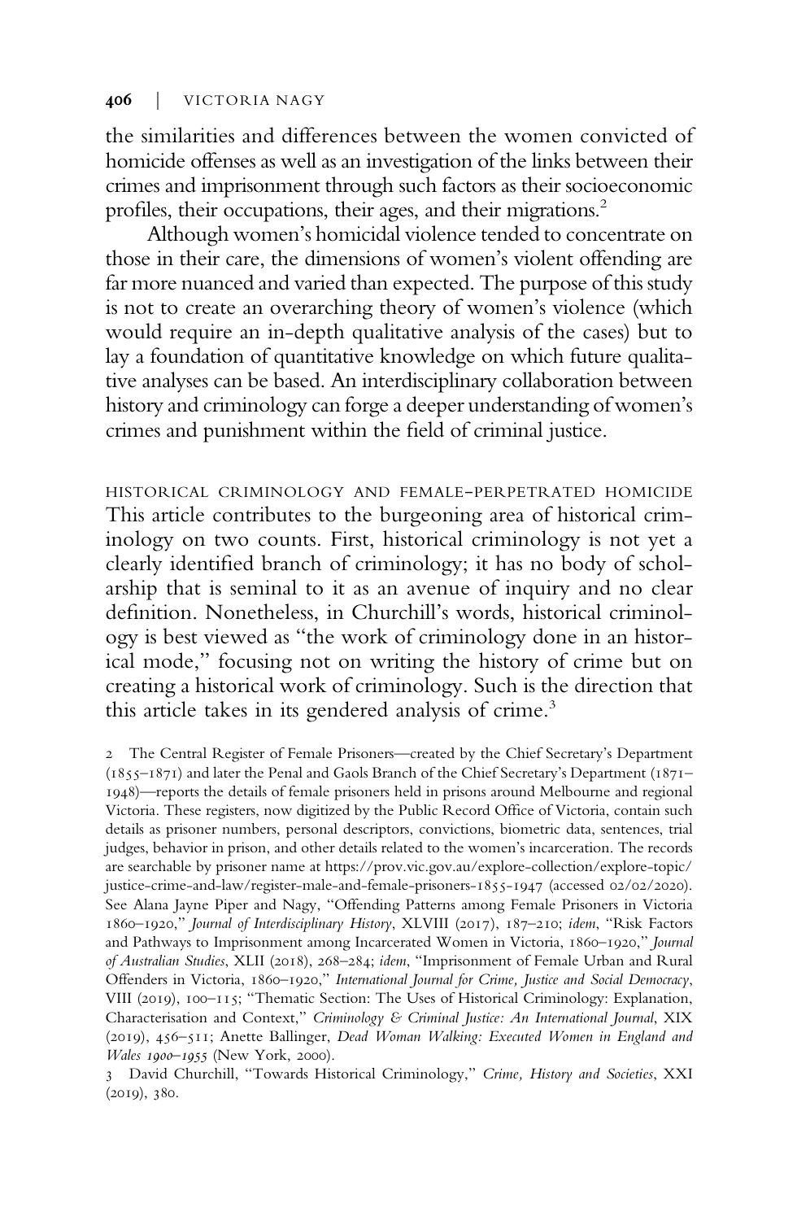the similarities and differences between the women convicted of homicide offenses as well as an investigation of the links between their crimes and imprisonment through such factors as their socioeconomic profiles, their occupations, their ages, and their migrations.[2]

Although women's homicidal violence tended to concentrate on those in their care, the dimensions of women's violent offending are far more nuanced and varied than expected. The purpose of this study is not to create an overarching theory of women's violence (which would require an in-depth qualitative analysis of the cases) but to lay a foundation of quantitative knowledge on which future qualitative analyses can be based. An interdisciplinary collaboration between history and criminology can forge a deeper understanding of women's crimes and punishment within the field of criminal justice.

## HISTORICAL CRIMINOLOGY AND FEMALE-PERPETRATED HOMICIDE

This article contributes to the burgeoning area of historical criminology on two counts. First, historical criminology is not yet a clearly identified branch of criminology; it has no body of scholarship that is seminal to it as an avenue of inquiry and no clear definition. Nonetheless, in Churchill's words, historical criminology is best viewed as "the work of criminology done in an historical mode," focusing not on writing the history of crime but on creating a historical work of criminology. Such is the direction that this article takes in its gendered analysis of crime.[3]

2 The Central Register of Female Prisoners—created by the Chief Secretary's Department (1855–1871) and later the Penal and Gaols Branch of the Chief Secretary's Department (1871–1948)—reports the details of female prisoners held in prisons around Melbourne and regional Victoria. These registers, now digitized by the Public Record Office of Victoria, contain such details as prisoner numbers, personal descriptors, convictions, biometric data, sentences, trial judges, behavior in prison, and other details related to the women's incarceration. The records are searchable by prisoner name at https://prov.vic.gov.au/explore-collection/explore-topic/justice-crime-and-law/register-male-and-female-prisoners-1855-1947 (accessed 02/02/2020). See Alana Jayne Piper and Nagy, "Offending Patterns among Female Prisoners in Victoria 1860–1920," *Journal of Interdisciplinary History*, XLVIII (2017), 187–210; *idem*, "Risk Factors and Pathways to Imprisonment among Incarcerated Women in Victoria, 1860–1920," *Journal of Australian Studies*, XLII (2018), 268–284; *idem*, "Imprisonment of Female Urban and Rural Offenders in Victoria, 1860–1920," *International Journal for Crime, Justice and Social Democracy*, VIII (2019), 100–115; "Thematic Section: The Uses of Historical Criminology: Explanation, Characterisation and Context," *Criminology & Criminal Justice: An International Journal*, XIX (2019), 456–511; Anette Ballinger, *Dead Woman Walking: Executed Women in England and Wales 1900–1955* (New York, 2000).

3 David Churchill, "Towards Historical Criminology," *Crime, History and Societies*, XXI (2019), 380.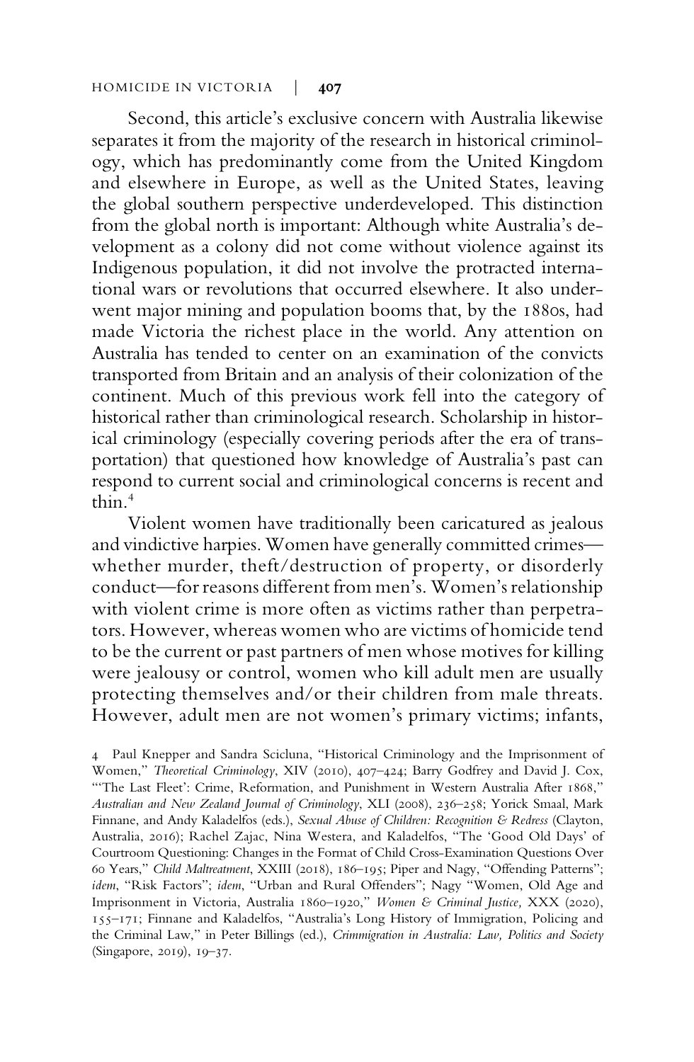Second, this article's exclusive concern with Australia likewise separates it from the majority of the research in historical criminology, which has predominantly come from the United Kingdom and elsewhere in Europe, as well as the United States, leaving the global southern perspective underdeveloped. This distinction from the global north is important: Although white Australia's development as a colony did not come without violence against its Indigenous population, it did not involve the protracted international wars or revolutions that occurred elsewhere. It also underwent major mining and population booms that, by the 1880s, had made Victoria the richest place in the world. Any attention on Australia has tended to center on an examination of the convicts transported from Britain and an analysis of their colonization of the continent. Much of this previous work fell into the category of historical rather than criminological research. Scholarship in historical criminology (especially covering periods after the era of transportation) that questioned how knowledge of Australia's past can respond to current social and criminological concerns is recent and thin.[4]

Violent women have traditionally been caricatured as jealous and vindictive harpies. Women have generally committed crimes—whether murder, theft/destruction of property, or disorderly conduct—for reasons different from men's. Women's relationship with violent crime is more often as victims rather than perpetrators. However, whereas women who are victims of homicide tend to be the current or past partners of men whose motives for killing were jealousy or control, women who kill adult men are usually protecting themselves and/or their children from male threats. However, adult men are not women's primary victims; infants,

4 Paul Knepper and Sandra Scicluna, "Historical Criminology and the Imprisonment of Women," *Theoretical Criminology*, XIV (2010), 407–424; Barry Godfrey and David J. Cox, "'The Last Fleet': Crime, Reformation, and Punishment in Western Australia After 1868," *Australian and New Zealand Journal of Criminology*, XLI (2008), 236–258; Yorick Smaal, Mark Finnane, and Andy Kaladelfos (eds.), *Sexual Abuse of Children: Recognition & Redress* (Clayton, Australia, 2016); Rachel Zajac, Nina Westera, and Kaladelfos, "The 'Good Old Days' of Courtroom Questioning: Changes in the Format of Child Cross-Examination Questions Over 60 Years," *Child Maltreatment*, XXIII (2018), 186–195; Piper and Nagy, "Offending Patterns"; *idem*, "Risk Factors"; *idem*, "Urban and Rural Offenders"; Nagy "Women, Old Age and Imprisonment in Victoria, Australia 1860–1920," *Women & Criminal Justice,* XXX (2020), 155–171; Finnane and Kaladelfos, "Australia's Long History of Immigration, Policing and the Criminal Law," in Peter Billings (ed.), *Crimmigration in Australia: Law, Politics and Society* (Singapore, 2019), 19–37.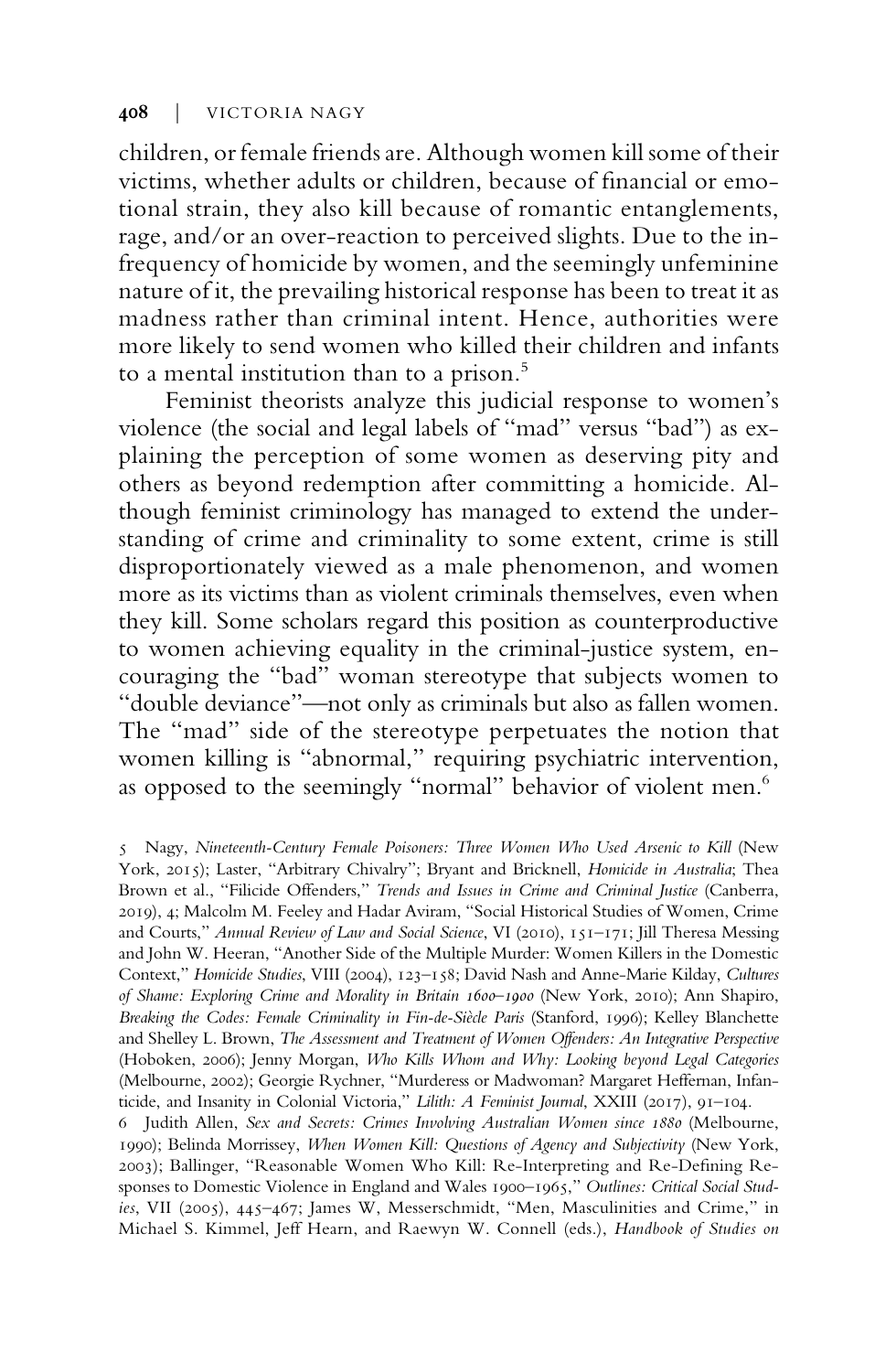children, or female friends are. Although women kill some of their victims, whether adults or children, because of financial or emotional strain, they also kill because of romantic entanglements, rage, and/or an over-reaction to perceived slights. Due to the infrequency of homicide by women, and the seemingly unfeminine nature of it, the prevailing historical response has been to treat it as madness rather than criminal intent. Hence, authorities were more likely to send women who killed their children and infants to a mental institution than to a prison.[5]

Feminist theorists analyze this judicial response to women's violence (the social and legal labels of "mad" versus "bad") as explaining the perception of some women as deserving pity and others as beyond redemption after committing a homicide. Although feminist criminology has managed to extend the understanding of crime and criminality to some extent, crime is still disproportionately viewed as a male phenomenon, and women more as its victims than as violent criminals themselves, even when they kill. Some scholars regard this position as counterproductive to women achieving equality in the criminal-justice system, encouraging the "bad" woman stereotype that subjects women to "double deviance"—not only as criminals but also as fallen women. The "mad" side of the stereotype perpetuates the notion that women killing is "abnormal," requiring psychiatric intervention, as opposed to the seemingly "normal" behavior of violent men.[6]

5 Nagy, *Nineteenth-Century Female Poisoners: Three Women Who Used Arsenic to Kill* (New York, 2015); Laster, "Arbitrary Chivalry"; Bryant and Bricknell, *Homicide in Australia*; Thea Brown et al., "Filicide Offenders," *Trends and Issues in Crime and Criminal Justice* (Canberra, 2019), 4; Malcolm M. Feeley and Hadar Aviram, "Social Historical Studies of Women, Crime and Courts," *Annual Review of Law and Social Science*, VI (2010), 151–171; Jill Theresa Messing and John W. Heeran, "Another Side of the Multiple Murder: Women Killers in the Domestic Context," *Homicide Studies*, VIII (2004), 123–158; David Nash and Anne-Marie Kilday, *Cultures of Shame: Exploring Crime and Morality in Britain 1600–1900* (New York, 2010); Ann Shapiro, *Breaking the Codes: Female Criminality in Fin-de-Siècle Paris* (Stanford, 1996); Kelley Blanchette and Shelley L. Brown, *The Assessment and Treatment of Women Offenders: An Integrative Perspective* (Hoboken, 2006); Jenny Morgan, *Who Kills Whom and Why: Looking beyond Legal Categories* (Melbourne, 2002); Georgie Rychner, "Murderess or Madwoman? Margaret Heffernan, Infanticide, and Insanity in Colonial Victoria," *Lilith: A Feminist Journal*, XXIII (2017), 91–104.

6 Judith Allen, *Sex and Secrets: Crimes Involving Australian Women since 1880* (Melbourne, 1990); Belinda Morrissey, *When Women Kill: Questions of Agency and Subjectivity* (New York, 2003); Ballinger, "Reasonable Women Who Kill: Re-Interpreting and Re-Defining Responses to Domestic Violence in England and Wales 1900–1965," *Outlines: Critical Social Studies*, VII (2005), 445–467; James W, Messerschmidt, "Men, Masculinities and Crime," in Michael S. Kimmel, Jeff Hearn, and Raewyn W. Connell (eds.), *Handbook of Studies on*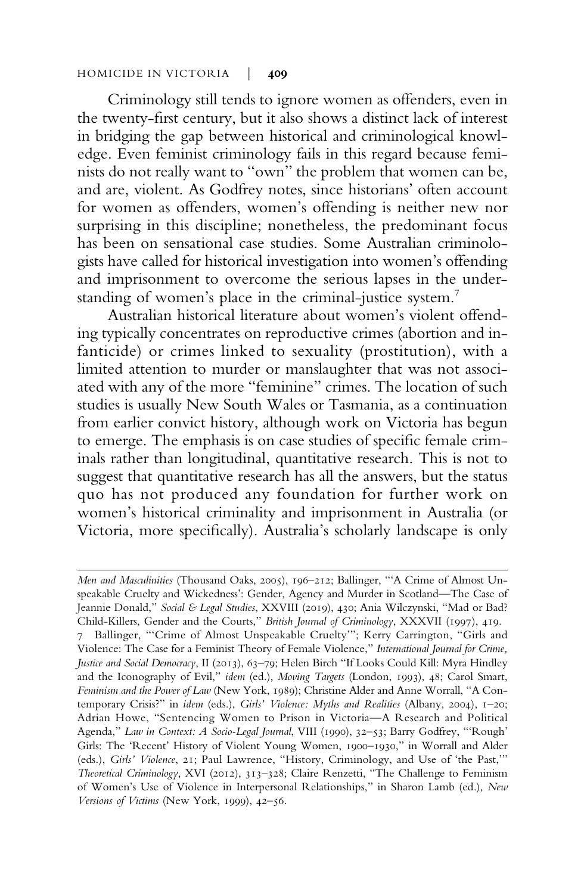Criminology still tends to ignore women as offenders, even in the twenty-first century, but it also shows a distinct lack of interest in bridging the gap between historical and criminological knowledge. Even feminist criminology fails in this regard because feminists do not really want to "own" the problem that women can be, and are, violent. As Godfrey notes, since historians' often account for women as offenders, women's offending is neither new nor surprising in this discipline; nonetheless, the predominant focus has been on sensational case studies. Some Australian criminologists have called for historical investigation into women's offending and imprisonment to overcome the serious lapses in the understanding of women's place in the criminal-justice system.[7]

Australian historical literature about women's violent offending typically concentrates on reproductive crimes (abortion and infanticide) or crimes linked to sexuality (prostitution), with a limited attention to murder or manslaughter that was not associated with any of the more "feminine" crimes. The location of such studies is usually New South Wales or Tasmania, as a continuation from earlier convict history, although work on Victoria has begun to emerge. The emphasis is on case studies of specific female criminals rather than longitudinal, quantitative research. This is not to suggest that quantitative research has all the answers, but the status quo has not produced any foundation for further work on women's historical criminality and imprisonment in Australia (or Victoria, more specifically). Australia's scholarly landscape is only

---

*Men and Masculinities* (Thousand Oaks, 2005), 196–212; Ballinger, "'A Crime of Almost Unspeakable Cruelty and Wickedness': Gender, Agency and Murder in Scotland—The Case of Jeannie Donald," *Social & Legal Studies*, XXVIII (2019), 430; Ania Wilczynski, "Mad or Bad? Child-Killers, Gender and the Courts," *British Journal of Criminology*, XXXVII (1997), 419.

7 Ballinger, "'Crime of Almost Unspeakable Cruelty'"; Kerry Carrington, "Girls and Violence: The Case for a Feminist Theory of Female Violence," *International Journal for Crime, Justice and Social Democracy*, II (2013), 63–79; Helen Birch "If Looks Could Kill: Myra Hindley and the Iconography of Evil," *idem* (ed.), *Moving Targets* (London, 1993), 48; Carol Smart, *Feminism and the Power of Law* (New York, 1989); Christine Alder and Anne Worrall, "A Contemporary Crisis?" in *idem* (eds.), *Girls' Violence: Myths and Realities* (Albany, 2004), 1–20; Adrian Howe, "Sentencing Women to Prison in Victoria—A Research and Political Agenda," *Law in Context: A Socio-Legal Journal*, VIII (1990), 32–53; Barry Godfrey, "'Rough' Girls: The 'Recent' History of Violent Young Women, 1900–1930," in Worrall and Alder (eds.), *Girls' Violence*, 21; Paul Lawrence, "History, Criminology, and Use of 'the Past,'" *Theoretical Criminology*, XVI (2012), 313–328; Claire Renzetti, "The Challenge to Feminism of Women's Use of Violence in Interpersonal Relationships," in Sharon Lamb (ed.), *New Versions of Victims* (New York, 1999), 42–56.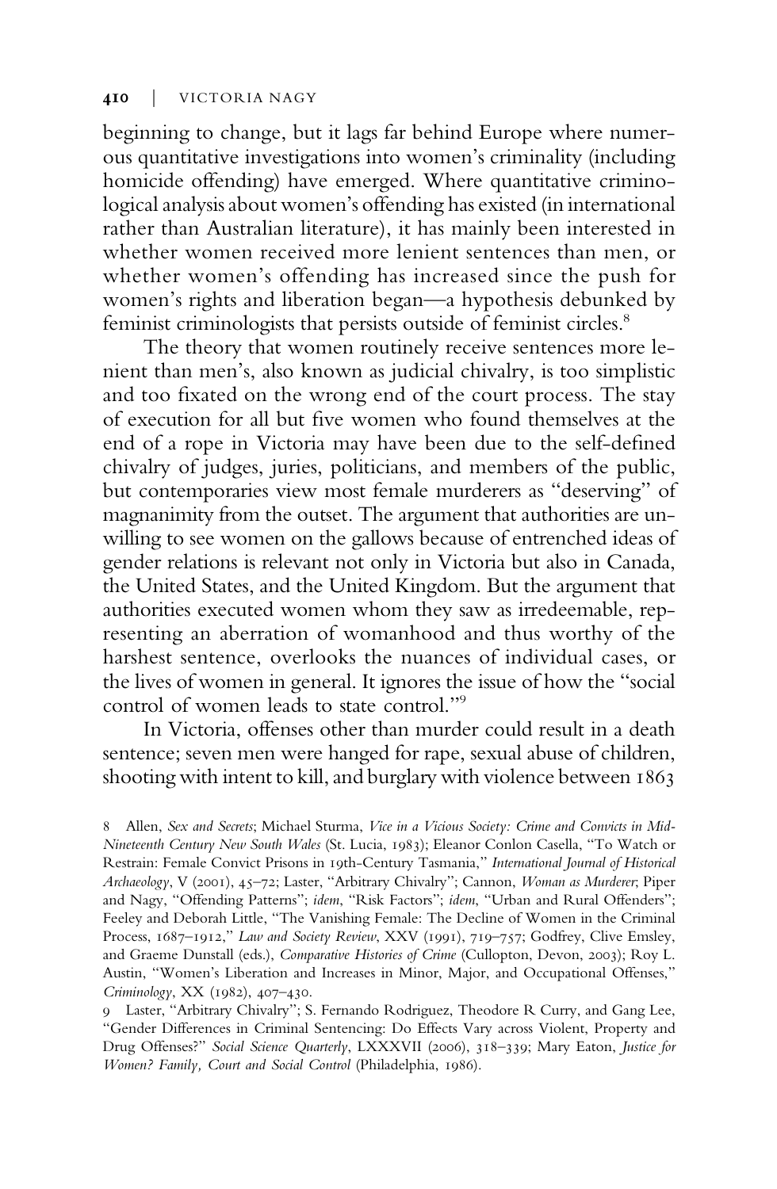beginning to change, but it lags far behind Europe where numerous quantitative investigations into women's criminality (including homicide offending) have emerged. Where quantitative criminological analysis about women's offending has existed (in international rather than Australian literature), it has mainly been interested in whether women received more lenient sentences than men, or whether women's offending has increased since the push for women's rights and liberation began—a hypothesis debunked by feminist criminologists that persists outside of feminist circles.[8]

The theory that women routinely receive sentences more lenient than men's, also known as judicial chivalry, is too simplistic and too fixated on the wrong end of the court process. The stay of execution for all but five women who found themselves at the end of a rope in Victoria may have been due to the self-defined chivalry of judges, juries, politicians, and members of the public, but contemporaries view most female murderers as "deserving" of magnanimity from the outset. The argument that authorities are unwilling to see women on the gallows because of entrenched ideas of gender relations is relevant not only in Victoria but also in Canada, the United States, and the United Kingdom. But the argument that authorities executed women whom they saw as irredeemable, representing an aberration of womanhood and thus worthy of the harshest sentence, overlooks the nuances of individual cases, or the lives of women in general. It ignores the issue of how the "social control of women leads to state control."[9]

In Victoria, offenses other than murder could result in a death sentence; seven men were hanged for rape, sexual abuse of children, shooting with intent to kill, and burglary with violence between 1863

8 Allen, *Sex and Secrets*; Michael Sturma, *Vice in a Vicious Society: Crime and Convicts in Mid-Nineteenth Century New South Wales* (St. Lucia, 1983); Eleanor Conlon Casella, "To Watch or Restrain: Female Convict Prisons in 19th-Century Tasmania," *International Journal of Historical Archaeology*, V (2001), 45–72; Laster, "Arbitrary Chivalry"; Cannon, *Woman as Murderer*; Piper and Nagy, "Offending Patterns"; *idem*, "Risk Factors"; *idem*, "Urban and Rural Offenders"; Feeley and Deborah Little, "The Vanishing Female: The Decline of Women in the Criminal Process, 1687–1912," *Law and Society Review*, XXV (1991), 719–757; Godfrey, Clive Emsley, and Graeme Dunstall (eds.), *Comparative Histories of Crime* (Cullopton, Devon, 2003); Roy L. Austin, "Women's Liberation and Increases in Minor, Major, and Occupational Offenses," *Criminology*, XX (1982), 407–430.

9 Laster, "Arbitrary Chivalry"; S. Fernando Rodriguez, Theodore R Curry, and Gang Lee, "Gender Differences in Criminal Sentencing: Do Effects Vary across Violent, Property and Drug Offenses?" *Social Science Quarterly*, LXXXVII (2006), 318–339; Mary Eaton, *Justice for Women? Family, Court and Social Control* (Philadelphia, 1986).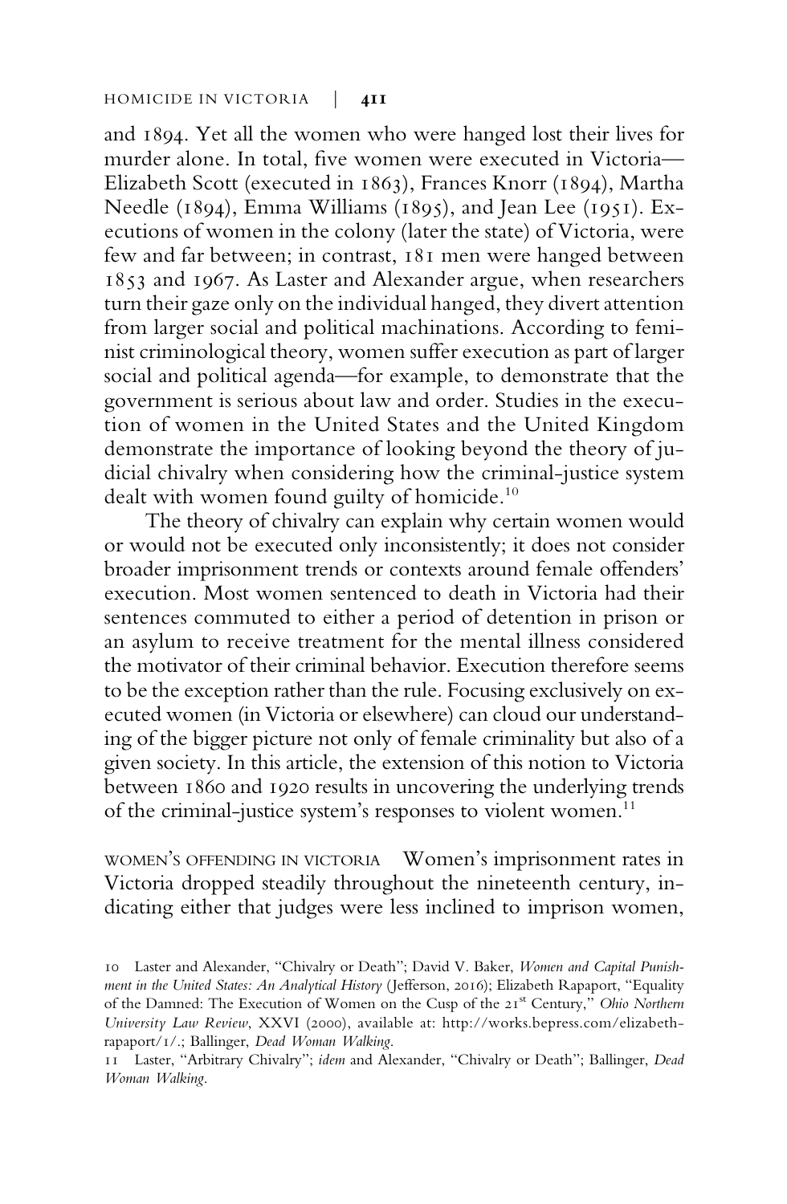and 1894. Yet all the women who were hanged lost their lives for murder alone. In total, five women were executed in Victoria—Elizabeth Scott (executed in 1863), Frances Knorr (1894), Martha Needle (1894), Emma Williams (1895), and Jean Lee (1951). Executions of women in the colony (later the state) of Victoria, were few and far between; in contrast, 181 men were hanged between 1853 and 1967. As Laster and Alexander argue, when researchers turn their gaze only on the individual hanged, they divert attention from larger social and political machinations. According to feminist criminological theory, women suffer execution as part of larger social and political agenda—for example, to demonstrate that the government is serious about law and order. Studies in the execution of women in the United States and the United Kingdom demonstrate the importance of looking beyond the theory of judicial chivalry when considering how the criminal-justice system dealt with women found guilty of homicide.[10]

The theory of chivalry can explain why certain women would or would not be executed only inconsistently; it does not consider broader imprisonment trends or contexts around female offenders' execution. Most women sentenced to death in Victoria had their sentences commuted to either a period of detention in prison or an asylum to receive treatment for the mental illness considered the motivator of their criminal behavior. Execution therefore seems to be the exception rather than the rule. Focusing exclusively on executed women (in Victoria or elsewhere) can cloud our understanding of the bigger picture not only of female criminality but also of a given society. In this article, the extension of this notion to Victoria between 1860 and 1920 results in uncovering the underlying trends of the criminal-justice system's responses to violent women.[11]

WOMEN'S OFFENDING IN VICTORIA Women's imprisonment rates in Victoria dropped steadily throughout the nineteenth century, indicating either that judges were less inclined to imprison women,

10 Laster and Alexander, "Chivalry or Death"; David V. Baker, *Women and Capital Punishment in the United States: An Analytical History* (Jefferson, 2016); Elizabeth Rapaport, "Equality of the Damned: The Execution of Women on the Cusp of the 21st Century," *Ohio Northern University Law Review*, XXVI (2000), available at: http://works.bepress.com/elizabeth-rapaport/1/.; Ballinger, *Dead Woman Walking*.

11 Laster, "Arbitrary Chivalry"; *idem* and Alexander, "Chivalry or Death"; Ballinger, *Dead Woman Walking*.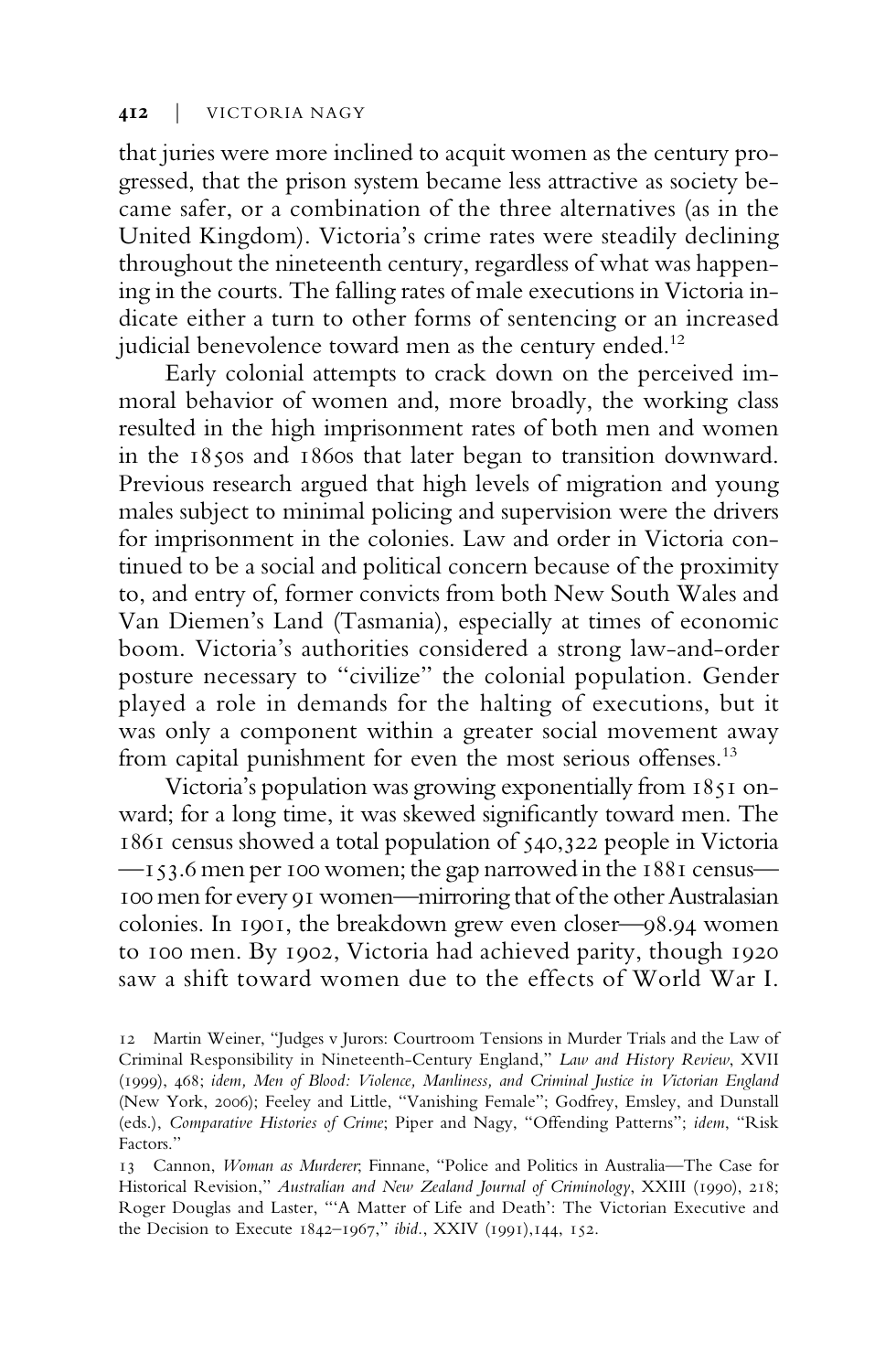that juries were more inclined to acquit women as the century progressed, that the prison system became less attractive as society became safer, or a combination of the three alternatives (as in the United Kingdom). Victoria's crime rates were steadily declining throughout the nineteenth century, regardless of what was happening in the courts. The falling rates of male executions in Victoria indicate either a turn to other forms of sentencing or an increased judicial benevolence toward men as the century ended.[12]

Early colonial attempts to crack down on the perceived immoral behavior of women and, more broadly, the working class resulted in the high imprisonment rates of both men and women in the 1850s and 1860s that later began to transition downward. Previous research argued that high levels of migration and young males subject to minimal policing and supervision were the drivers for imprisonment in the colonies. Law and order in Victoria continued to be a social and political concern because of the proximity to, and entry of, former convicts from both New South Wales and Van Diemen's Land (Tasmania), especially at times of economic boom. Victoria's authorities considered a strong law-and-order posture necessary to "civilize" the colonial population. Gender played a role in demands for the halting of executions, but it was only a component within a greater social movement away from capital punishment for even the most serious offenses.[13]

Victoria's population was growing exponentially from 1851 onward; for a long time, it was skewed significantly toward men. The 1861 census showed a total population of 540,322 people in Victoria —153.6 men per 100 women; the gap narrowed in the 1881 census—100 men for every 91 women—mirroring that of the other Australasian colonies. In 1901, the breakdown grew even closer—98.94 women to 100 men. By 1902, Victoria had achieved parity, though 1920 saw a shift toward women due to the effects of World War I.

12 Martin Weiner, "Judges v Jurors: Courtroom Tensions in Murder Trials and the Law of Criminal Responsibility in Nineteenth-Century England," *Law and History Review*, XVII (1999), 468; *idem, Men of Blood: Violence, Manliness, and Criminal Justice in Victorian England* (New York, 2006); Feeley and Little, "Vanishing Female"; Godfrey, Emsley, and Dunstall (eds.), *Comparative Histories of Crime*; Piper and Nagy, "Offending Patterns"; *idem*, "Risk Factors."

13 Cannon, *Woman as Murderer*; Finnane, "Police and Politics in Australia—The Case for Historical Revision," *Australian and New Zealand Journal of Criminology*, XXIII (1990), 218; Roger Douglas and Laster, "'A Matter of Life and Death': The Victorian Executive and the Decision to Execute 1842–1967," *ibid.*, XXIV (1991),144, 152.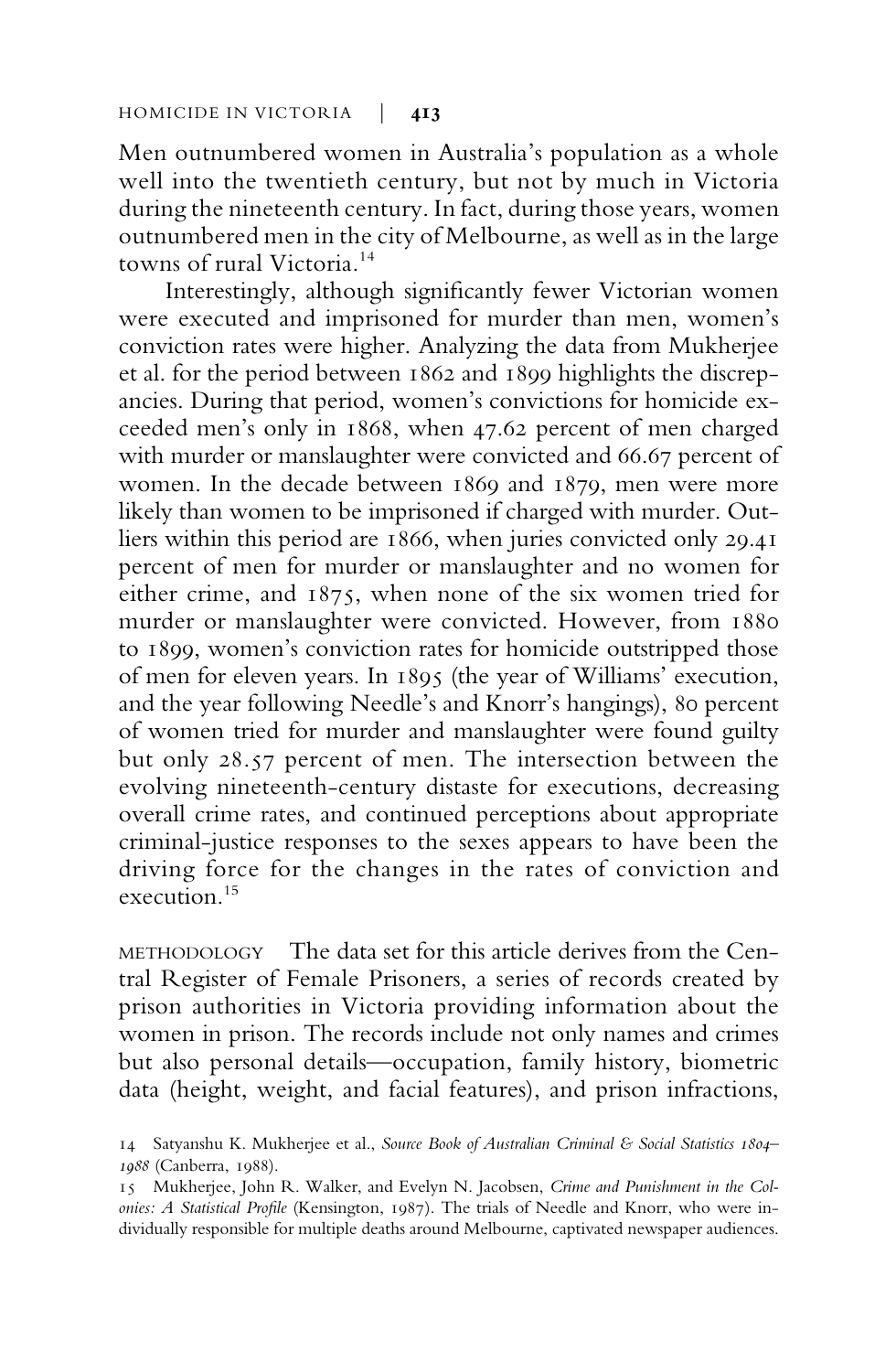Men outnumbered women in Australia's population as a whole well into the twentieth century, but not by much in Victoria during the nineteenth century. In fact, during those years, women outnumbered men in the city of Melbourne, as well as in the large towns of rural Victoria.[14]

Interestingly, although significantly fewer Victorian women were executed and imprisoned for murder than men, women's conviction rates were higher. Analyzing the data from Mukherjee et al. for the period between 1862 and 1899 highlights the discrepancies. During that period, women's convictions for homicide exceeded men's only in 1868, when 47.62 percent of men charged with murder or manslaughter were convicted and 66.67 percent of women. In the decade between 1869 and 1879, men were more likely than women to be imprisoned if charged with murder. Outliers within this period are 1866, when juries convicted only 29.41 percent of men for murder or manslaughter and no women for either crime, and 1875, when none of the six women tried for murder or manslaughter were convicted. However, from 1880 to 1899, women's conviction rates for homicide outstripped those of men for eleven years. In 1895 (the year of Williams' execution, and the year following Needle's and Knorr's hangings), 80 percent of women tried for murder and manslaughter were found guilty but only 28.57 percent of men. The intersection between the evolving nineteenth-century distaste for executions, decreasing overall crime rates, and continued perceptions about appropriate criminal-justice responses to the sexes appears to have been the driving force for the changes in the rates of conviction and execution.[15]

METHODOLOGY The data set for this article derives from the Central Register of Female Prisoners, a series of records created by prison authorities in Victoria providing information about the women in prison. The records include not only names and crimes but also personal details—occupation, family history, biometric data (height, weight, and facial features), and prison infractions,

14 Satyanshu K. Mukherjee et al., *Source Book of Australian Criminal & Social Statistics 1804–1988* (Canberra, 1988).

15 Mukherjee, John R. Walker, and Evelyn N. Jacobsen, *Crime and Punishment in the Colonies: A Statistical Profile* (Kensington, 1987). The trials of Needle and Knorr, who were individually responsible for multiple deaths around Melbourne, captivated newspaper audiences.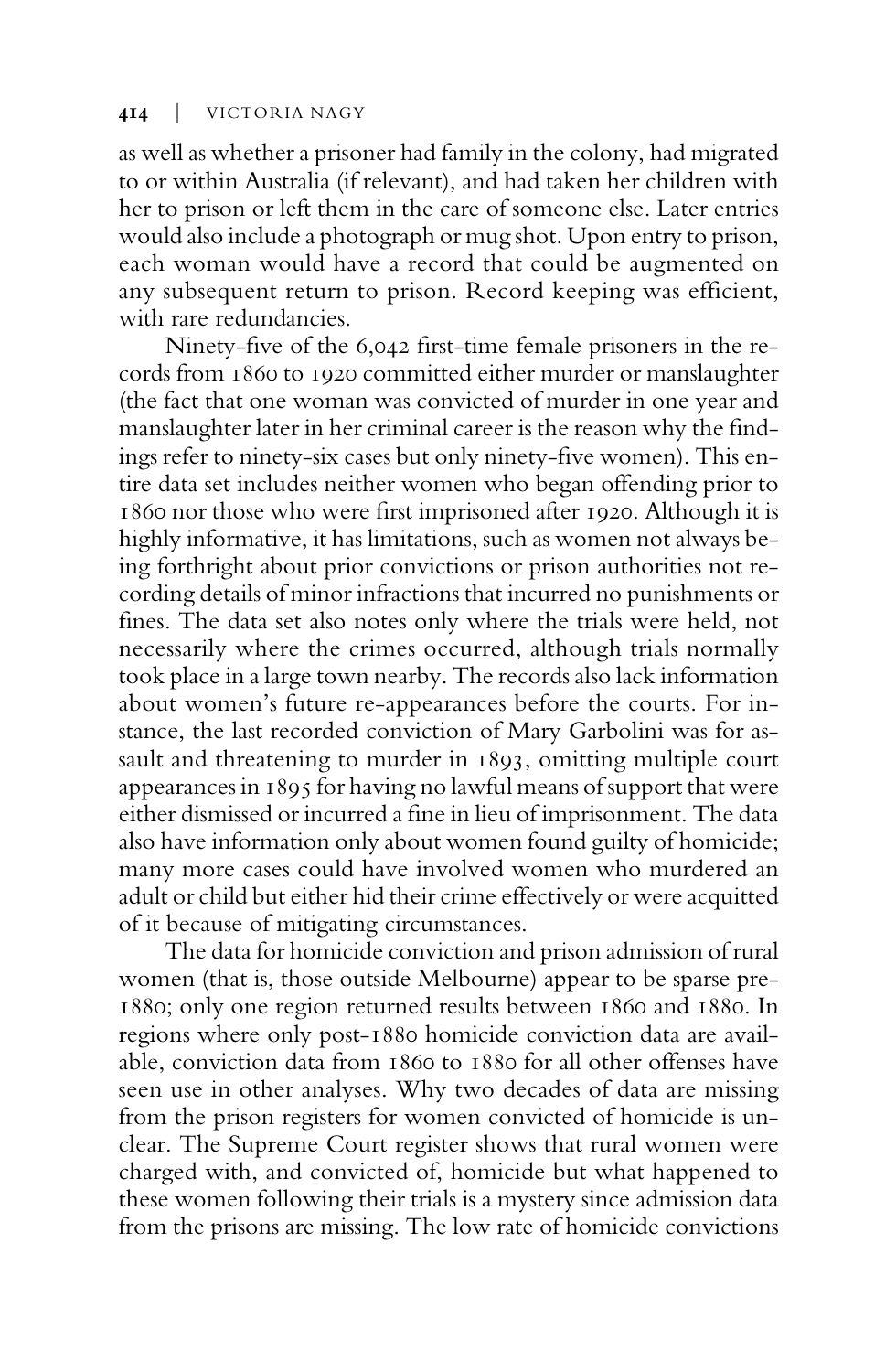as well as whether a prisoner had family in the colony, had migrated to or within Australia (if relevant), and had taken her children with her to prison or left them in the care of someone else. Later entries would also include a photograph or mug shot. Upon entry to prison, each woman would have a record that could be augmented on any subsequent return to prison. Record keeping was efficient, with rare redundancies.

Ninety-five of the 6,042 first-time female prisoners in the records from 1860 to 1920 committed either murder or manslaughter (the fact that one woman was convicted of murder in one year and manslaughter later in her criminal career is the reason why the findings refer to ninety-six cases but only ninety-five women). This entire data set includes neither women who began offending prior to 1860 nor those who were first imprisoned after 1920. Although it is highly informative, it has limitations, such as women not always being forthright about prior convictions or prison authorities not recording details of minor infractions that incurred no punishments or fines. The data set also notes only where the trials were held, not necessarily where the crimes occurred, although trials normally took place in a large town nearby. The records also lack information about women's future re-appearances before the courts. For instance, the last recorded conviction of Mary Garbolini was for assault and threatening to murder in 1893, omitting multiple court appearances in 1895 for having no lawful means of support that were either dismissed or incurred a fine in lieu of imprisonment. The data also have information only about women found guilty of homicide; many more cases could have involved women who murdered an adult or child but either hid their crime effectively or were acquitted of it because of mitigating circumstances.

The data for homicide conviction and prison admission of rural women (that is, those outside Melbourne) appear to be sparse pre-1880; only one region returned results between 1860 and 1880. In regions where only post-1880 homicide conviction data are available, conviction data from 1860 to 1880 for all other offenses have seen use in other analyses. Why two decades of data are missing from the prison registers for women convicted of homicide is unclear. The Supreme Court register shows that rural women were charged with, and convicted of, homicide but what happened to these women following their trials is a mystery since admission data from the prisons are missing. The low rate of homicide convictions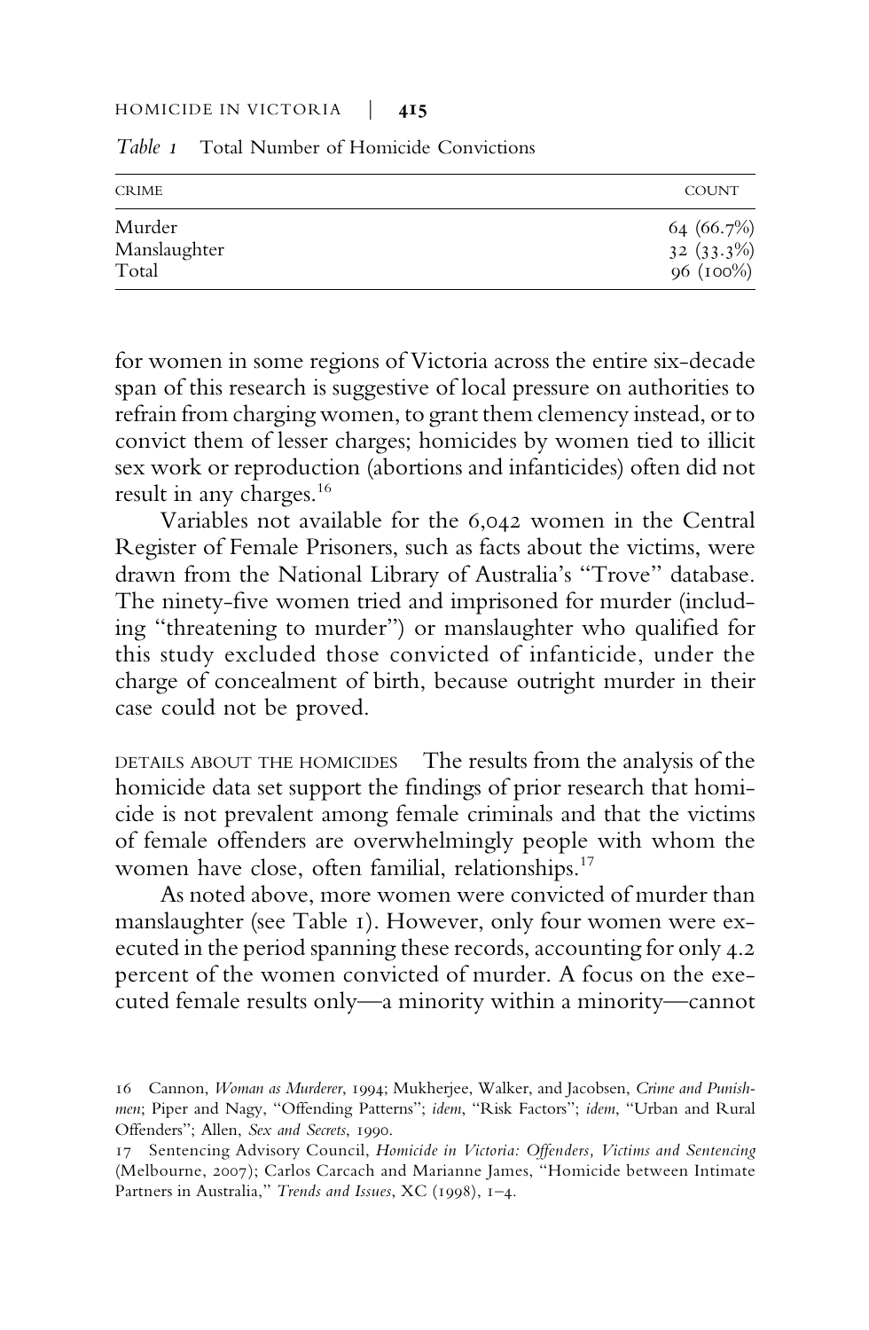*Table 1* Total Number of Homicide Convictions

| CRIME | COUNT |
| --- | --- |
| Murder | 64 (66.7%) |
| Manslaughter | 32 (33.3%) |
| Total | 96 (100%) |

for women in some regions of Victoria across the entire six-decade span of this research is suggestive of local pressure on authorities to refrain from charging women, to grant them clemency instead, or to convict them of lesser charges; homicides by women tied to illicit sex work or reproduction (abortions and infanticides) often did not result in any charges.[16]

Variables not available for the 6,042 women in the Central Register of Female Prisoners, such as facts about the victims, were drawn from the National Library of Australia's "Trove" database. The ninety-five women tried and imprisoned for murder (including "threatening to murder") or manslaughter who qualified for this study excluded those convicted of infanticide, under the charge of concealment of birth, because outright murder in their case could not be proved.

DETAILS ABOUT THE HOMICIDES The results from the analysis of the homicide data set support the findings of prior research that homicide is not prevalent among female criminals and that the victims of female offenders are overwhelmingly people with whom the women have close, often familial, relationships.[17]

As noted above, more women were convicted of murder than manslaughter (see Table 1). However, only four women were executed in the period spanning these records, accounting for only 4.2 percent of the women convicted of murder. A focus on the executed female results only—a minority within a minority—cannot

16 Cannon, *Woman as Murderer*, 1994; Mukherjee, Walker, and Jacobsen, *Crime and Punishmen*; Piper and Nagy, "Offending Patterns"; *idem*, "Risk Factors"; *idem*, "Urban and Rural Offenders"; Allen, *Sex and Secrets*, 1990.

17 Sentencing Advisory Council, *Homicide in Victoria: Offenders, Victims and Sentencing* (Melbourne, 2007); Carlos Carcach and Marianne James, "Homicide between Intimate Partners in Australia," *Trends and Issues*, XC (1998), 1–4.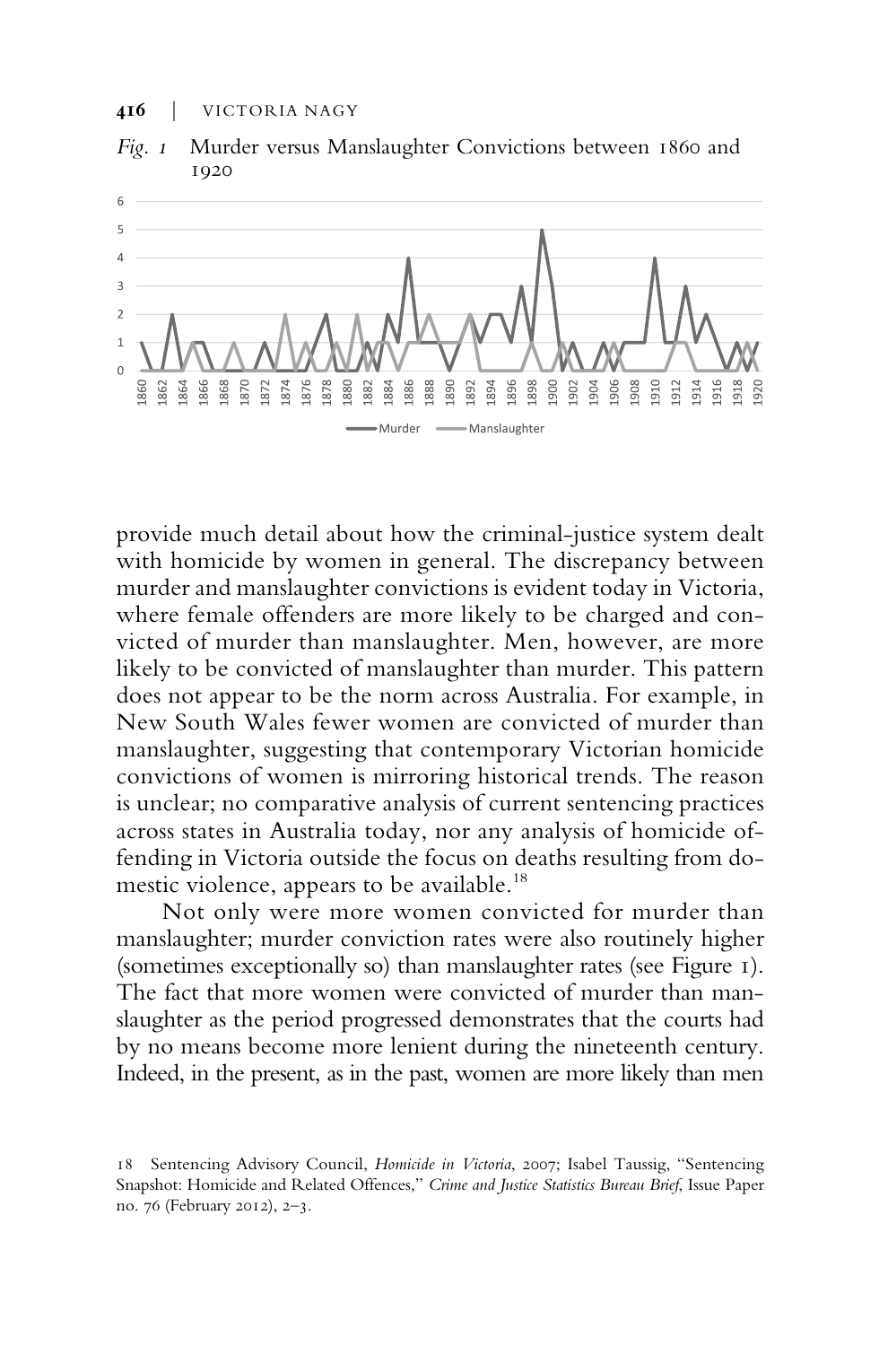*Fig. 1* Murder versus Manslaughter Convictions between 1860 and 1920

provide much detail about how the criminal-justice system dealt with homicide by women in general. The discrepancy between murder and manslaughter convictions is evident today in Victoria, where female offenders are more likely to be charged and convicted of murder than manslaughter. Men, however, are more likely to be convicted of manslaughter than murder. This pattern does not appear to be the norm across Australia. For example, in New South Wales fewer women are convicted of murder than manslaughter, suggesting that contemporary Victorian homicide convictions of women is mirroring historical trends. The reason is unclear; no comparative analysis of current sentencing practices across states in Australia today, nor any analysis of homicide offending in Victoria outside the focus on deaths resulting from domestic violence, appears to be available.[18]

Not only were more women convicted for murder than manslaughter; murder conviction rates were also routinely higher (sometimes exceptionally so) than manslaughter rates (see Figure 1). The fact that more women were convicted of murder than manslaughter as the period progressed demonstrates that the courts had by no means become more lenient during the nineteenth century. Indeed, in the present, as in the past, women are more likely than men

18 Sentencing Advisory Council, *Homicide in Victoria*, 2007; Isabel Taussig, "Sentencing Snapshot: Homicide and Related Offences," *Crime and Justice Statistics Bureau Brief*, Issue Paper no. 76 (February 2012), 2–3.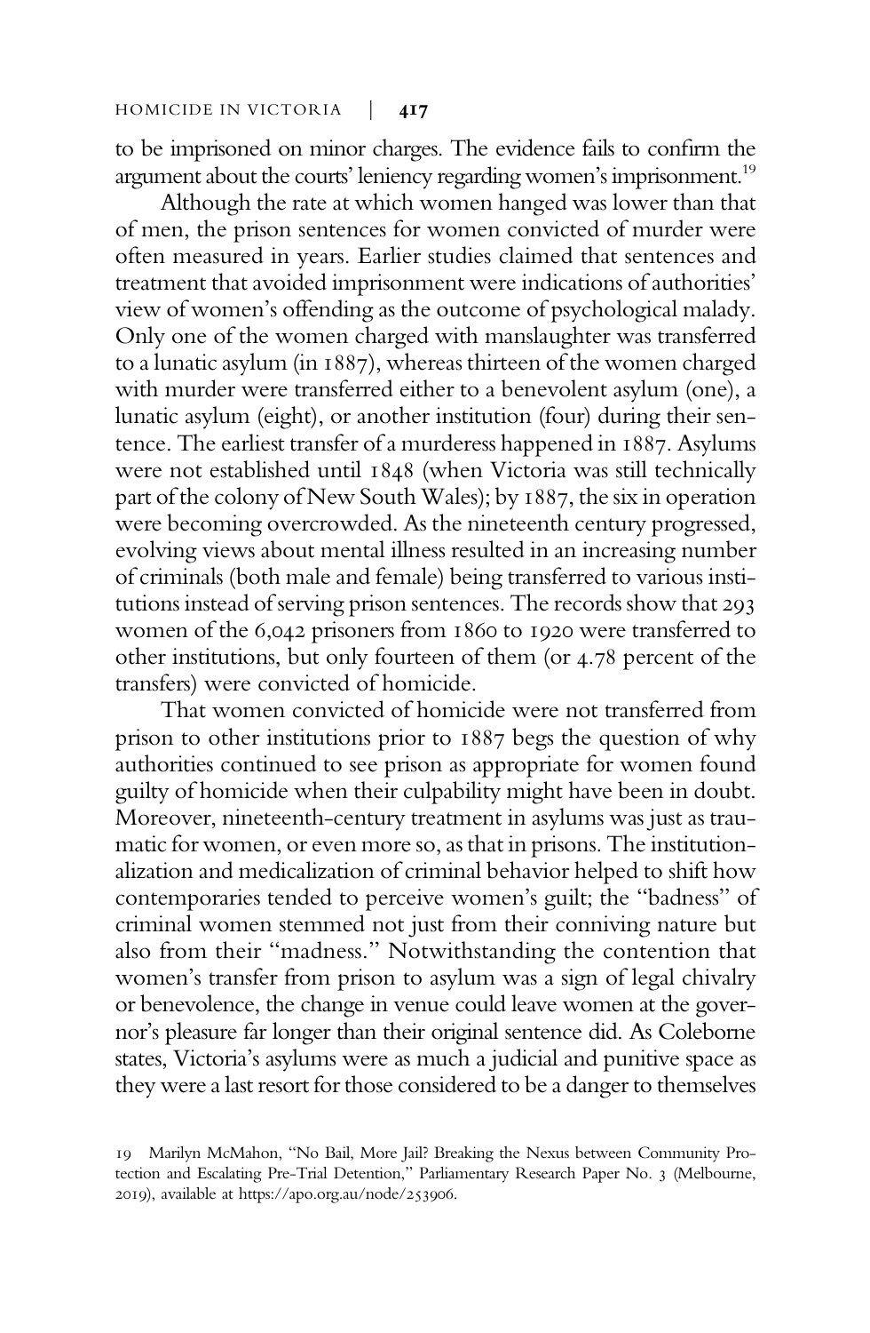to be imprisoned on minor charges. The evidence fails to confirm the argument about the courts' leniency regarding women's imprisonment.[19]

Although the rate at which women hanged was lower than that of men, the prison sentences for women convicted of murder were often measured in years. Earlier studies claimed that sentences and treatment that avoided imprisonment were indications of authorities' view of women's offending as the outcome of psychological malady. Only one of the women charged with manslaughter was transferred to a lunatic asylum (in 1887), whereas thirteen of the women charged with murder were transferred either to a benevolent asylum (one), a lunatic asylum (eight), or another institution (four) during their sentence. The earliest transfer of a murderess happened in 1887. Asylums were not established until 1848 (when Victoria was still technically part of the colony of New South Wales); by 1887, the six in operation were becoming overcrowded. As the nineteenth century progressed, evolving views about mental illness resulted in an increasing number of criminals (both male and female) being transferred to various institutions instead of serving prison sentences. The records show that 293 women of the 6,042 prisoners from 1860 to 1920 were transferred to other institutions, but only fourteen of them (or 4.78 percent of the transfers) were convicted of homicide.

That women convicted of homicide were not transferred from prison to other institutions prior to 1887 begs the question of why authorities continued to see prison as appropriate for women found guilty of homicide when their culpability might have been in doubt. Moreover, nineteenth-century treatment in asylums was just as traumatic for women, or even more so, as that in prisons. The institutionalization and medicalization of criminal behavior helped to shift how contemporaries tended to perceive women's guilt; the "badness" of criminal women stemmed not just from their conniving nature but also from their "madness." Notwithstanding the contention that women's transfer from prison to asylum was a sign of legal chivalry or benevolence, the change in venue could leave women at the governor's pleasure far longer than their original sentence did. As Coleborne states, Victoria's asylums were as much a judicial and punitive space as they were a last resort for those considered to be a danger to themselves

19 Marilyn McMahon, "No Bail, More Jail? Breaking the Nexus between Community Protection and Escalating Pre-Trial Detention," Parliamentary Research Paper No. 3 (Melbourne, 2019), available at https://apo.org.au/node/253906.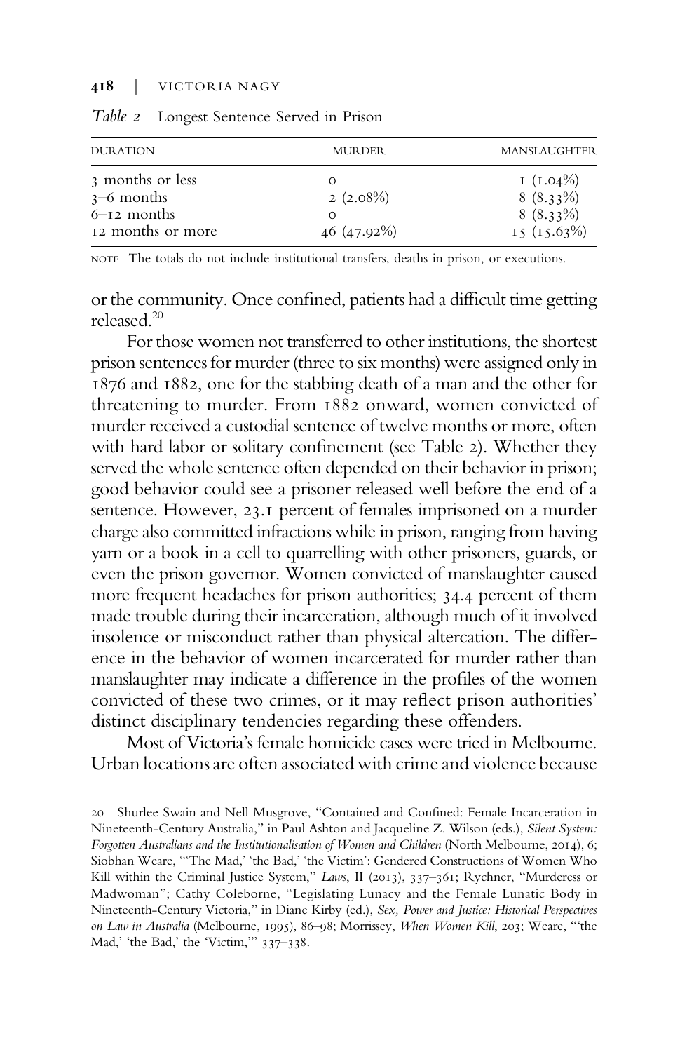*Table 2* Longest Sentence Served in Prison

| DURATION | MURDER | MANSLAUGHTER |
|---|---|---|
| 3 months or less | 0 | 1 (1.04%) |
| 3–6 months | 2 (2.08%) | 8 (8.33%) |
| 6–12 months | 0 | 8 (8.33%) |
| 12 months or more | 46 (47.92%) | 15 (15.63%) |

NOTE The totals do not include institutional transfers, deaths in prison, or executions.

or the community. Once confined, patients had a difficult time getting released.[20]

For those women not transferred to other institutions, the shortest prison sentences for murder (three to six months) were assigned only in 1876 and 1882, one for the stabbing death of a man and the other for threatening to murder. From 1882 onward, women convicted of murder received a custodial sentence of twelve months or more, often with hard labor or solitary confinement (see Table 2). Whether they served the whole sentence often depended on their behavior in prison; good behavior could see a prisoner released well before the end of a sentence. However, 23.1 percent of females imprisoned on a murder charge also committed infractions while in prison, ranging from having yarn or a book in a cell to quarrelling with other prisoners, guards, or even the prison governor. Women convicted of manslaughter caused more frequent headaches for prison authorities; 34.4 percent of them made trouble during their incarceration, although much of it involved insolence or misconduct rather than physical altercation. The difference in the behavior of women incarcerated for murder rather than manslaughter may indicate a difference in the profiles of the women convicted of these two crimes, or it may reflect prison authorities' distinct disciplinary tendencies regarding these offenders.

Most of Victoria's female homicide cases were tried in Melbourne. Urban locations are often associated with crime and violence because

20 Shurlee Swain and Nell Musgrove, "Contained and Confined: Female Incarceration in Nineteenth-Century Australia," in Paul Ashton and Jacqueline Z. Wilson (eds.), *Silent System: Forgotten Australians and the Institutionalisation of Women and Children* (North Melbourne, 2014), 6; Siobhan Weare, "'The Mad,' 'the Bad,' 'the Victim': Gendered Constructions of Women Who Kill within the Criminal Justice System," *Laws*, II (2013), 337–361; Rychner, "Murderess or Madwoman"; Cathy Coleborne, "Legislating Lunacy and the Female Lunatic Body in Nineteenth-Century Victoria," in Diane Kirby (ed.), *Sex, Power and Justice: Historical Perspectives on Law in Australia* (Melbourne, 1995), 86–98; Morrissey, *When Women Kill*, 203; Weare, "'the Mad,' 'the Bad,' the 'Victim,'" 337–338.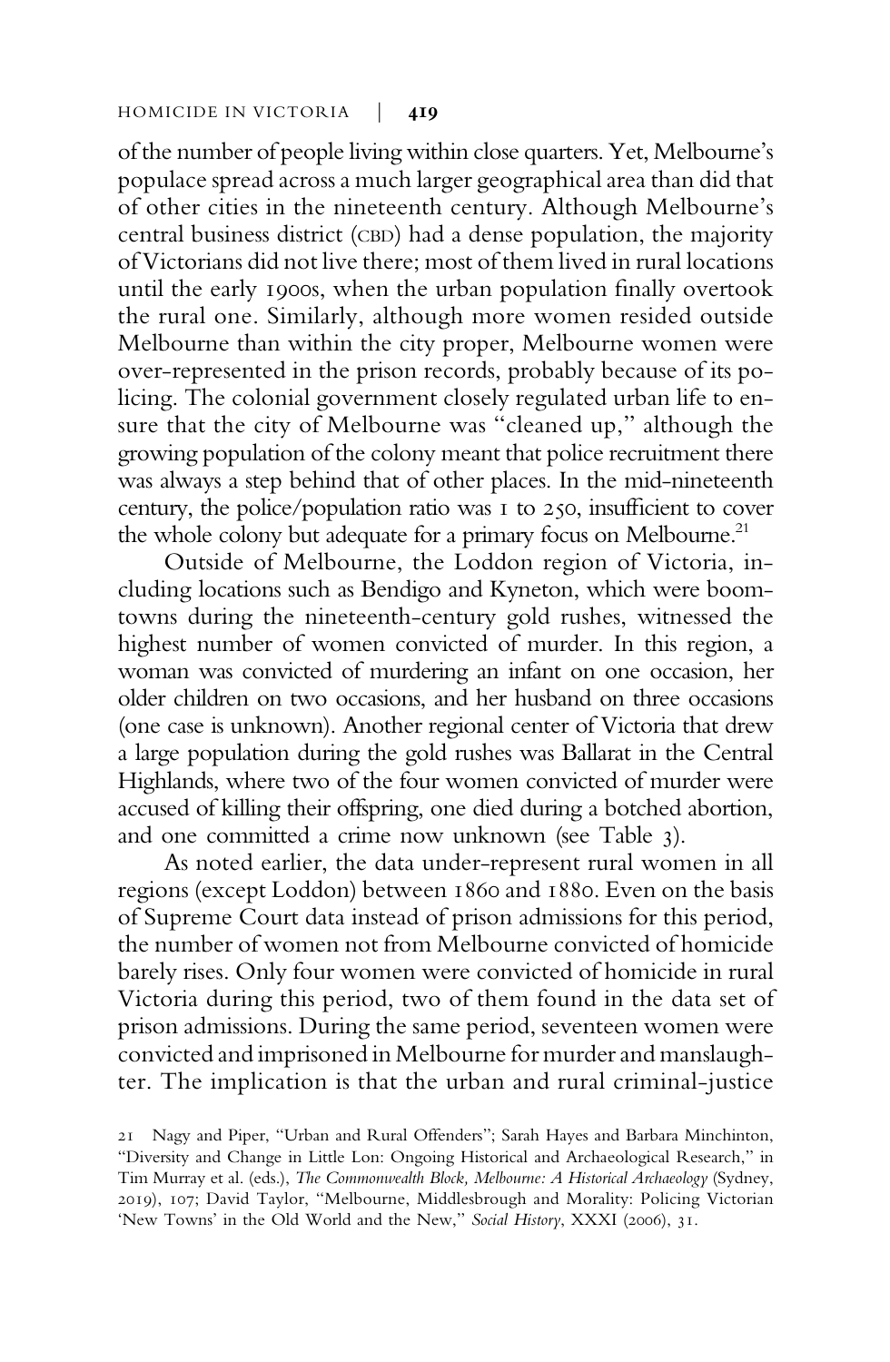of the number of people living within close quarters. Yet, Melbourne's populace spread across a much larger geographical area than did that of other cities in the nineteenth century. Although Melbourne's central business district (CBD) had a dense population, the majority of Victorians did not live there; most of them lived in rural locations until the early 1900s, when the urban population finally overtook the rural one. Similarly, although more women resided outside Melbourne than within the city proper, Melbourne women were over-represented in the prison records, probably because of its policing. The colonial government closely regulated urban life to ensure that the city of Melbourne was "cleaned up," although the growing population of the colony meant that police recruitment there was always a step behind that of other places. In the mid-nineteenth century, the police/population ratio was 1 to 250, insufficient to cover the whole colony but adequate for a primary focus on Melbourne.[21]

Outside of Melbourne, the Loddon region of Victoria, including locations such as Bendigo and Kyneton, which were boomtowns during the nineteenth-century gold rushes, witnessed the highest number of women convicted of murder. In this region, a woman was convicted of murdering an infant on one occasion, her older children on two occasions, and her husband on three occasions (one case is unknown). Another regional center of Victoria that drew a large population during the gold rushes was Ballarat in the Central Highlands, where two of the four women convicted of murder were accused of killing their offspring, one died during a botched abortion, and one committed a crime now unknown (see Table 3).

As noted earlier, the data under-represent rural women in all regions (except Loddon) between 1860 and 1880. Even on the basis of Supreme Court data instead of prison admissions for this period, the number of women not from Melbourne convicted of homicide barely rises. Only four women were convicted of homicide in rural Victoria during this period, two of them found in the data set of prison admissions. During the same period, seventeen women were convicted and imprisoned in Melbourne for murder and manslaughter. The implication is that the urban and rural criminal-justice

21 Nagy and Piper, "Urban and Rural Offenders"; Sarah Hayes and Barbara Minchinton, "Diversity and Change in Little Lon: Ongoing Historical and Archaeological Research," in Tim Murray et al. (eds.), *The Commonwealth Block, Melbourne: A Historical Archaeology* (Sydney, 2019), 107; David Taylor, "Melbourne, Middlesbrough and Morality: Policing Victorian 'New Towns' in the Old World and the New," *Social History*, XXXI (2006), 31.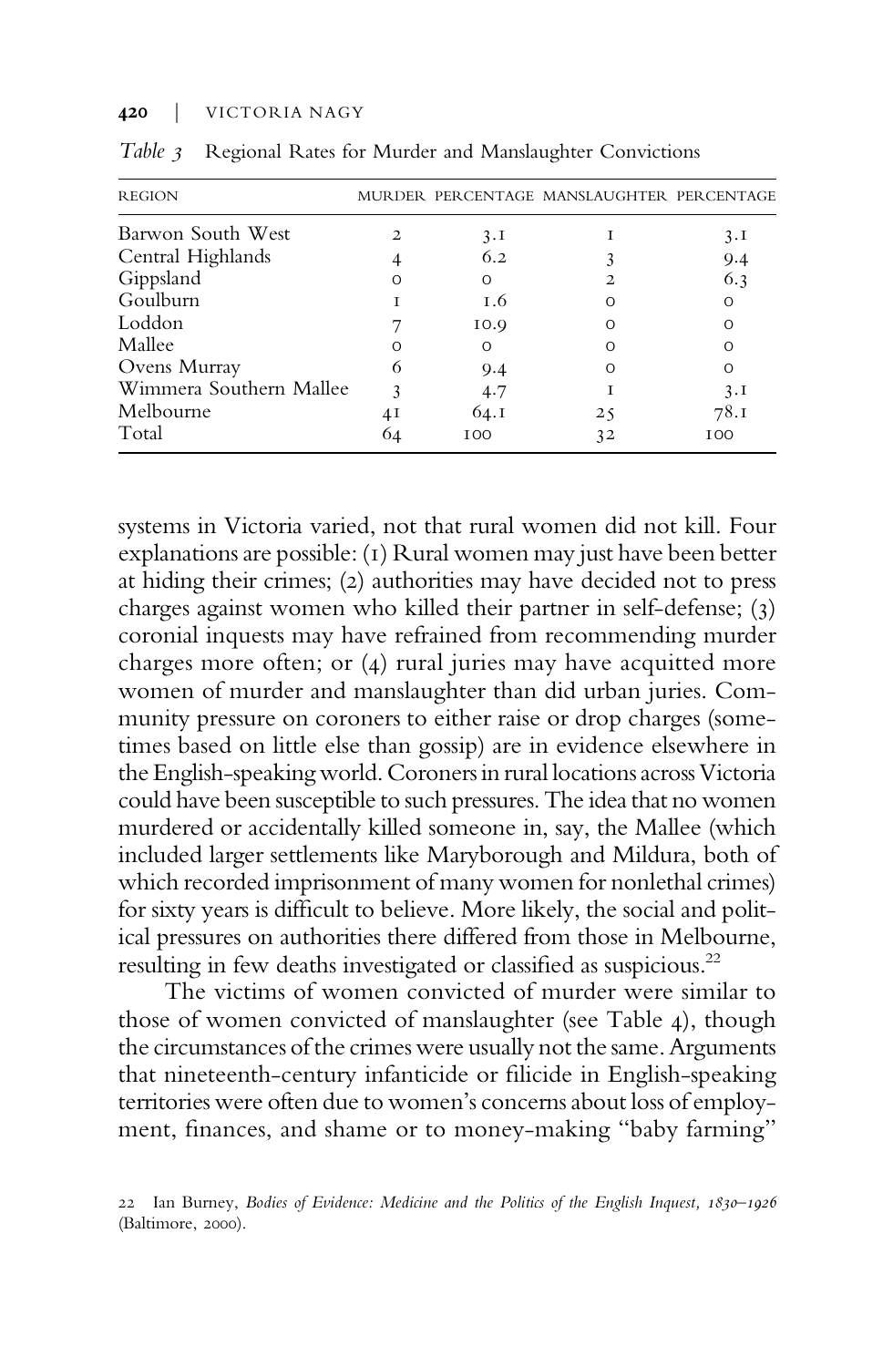*Table 3* Regional Rates for Murder and Manslaughter Convictions

| REGION | MURDER | PERCENTAGE | MANSLAUGHTER | PERCENTAGE |
|---|---|---|---|---|
| Barwon South West | 2 | 3.1 | 1 | 3.1 |
| Central Highlands | 4 | 6.2 | 3 | 9.4 |
| Gippsland | 0 | 0 | 2 | 6.3 |
| Goulburn | 1 | 1.6 | 0 | 0 |
| Loddon | 7 | 10.9 | 0 | 0 |
| Mallee | 0 | 0 | 0 | 0 |
| Ovens Murray | 6 | 9.4 | 0 | 0 |
| Wimmera Southern Mallee | 3 | 4.7 | 1 | 3.1 |
| Melbourne | 41 | 64.1 | 25 | 78.1 |
| Total | 64 | 100 | 32 | 100 |

systems in Victoria varied, not that rural women did not kill. Four explanations are possible: (1) Rural women may just have been better at hiding their crimes; (2) authorities may have decided not to press charges against women who killed their partner in self-defense; (3) coronial inquests may have refrained from recommending murder charges more often; or (4) rural juries may have acquitted more women of murder and manslaughter than did urban juries. Community pressure on coroners to either raise or drop charges (sometimes based on little else than gossip) are in evidence elsewhere in the English-speaking world. Coroners in rural locations across Victoria could have been susceptible to such pressures. The idea that no women murdered or accidentally killed someone in, say, the Mallee (which included larger settlements like Maryborough and Mildura, both of which recorded imprisonment of many women for nonlethal crimes) for sixty years is difficult to believe. More likely, the social and political pressures on authorities there differed from those in Melbourne, resulting in few deaths investigated or classified as suspicious.[22]

The victims of women convicted of murder were similar to those of women convicted of manslaughter (see Table 4), though the circumstances of the crimes were usually not the same. Arguments that nineteenth-century infanticide or filicide in English-speaking territories were often due to women's concerns about loss of employment, finances, and shame or to money-making "baby farming"

22 Ian Burney, *Bodies of Evidence: Medicine and the Politics of the English Inquest, 1830–1926* (Baltimore, 2000).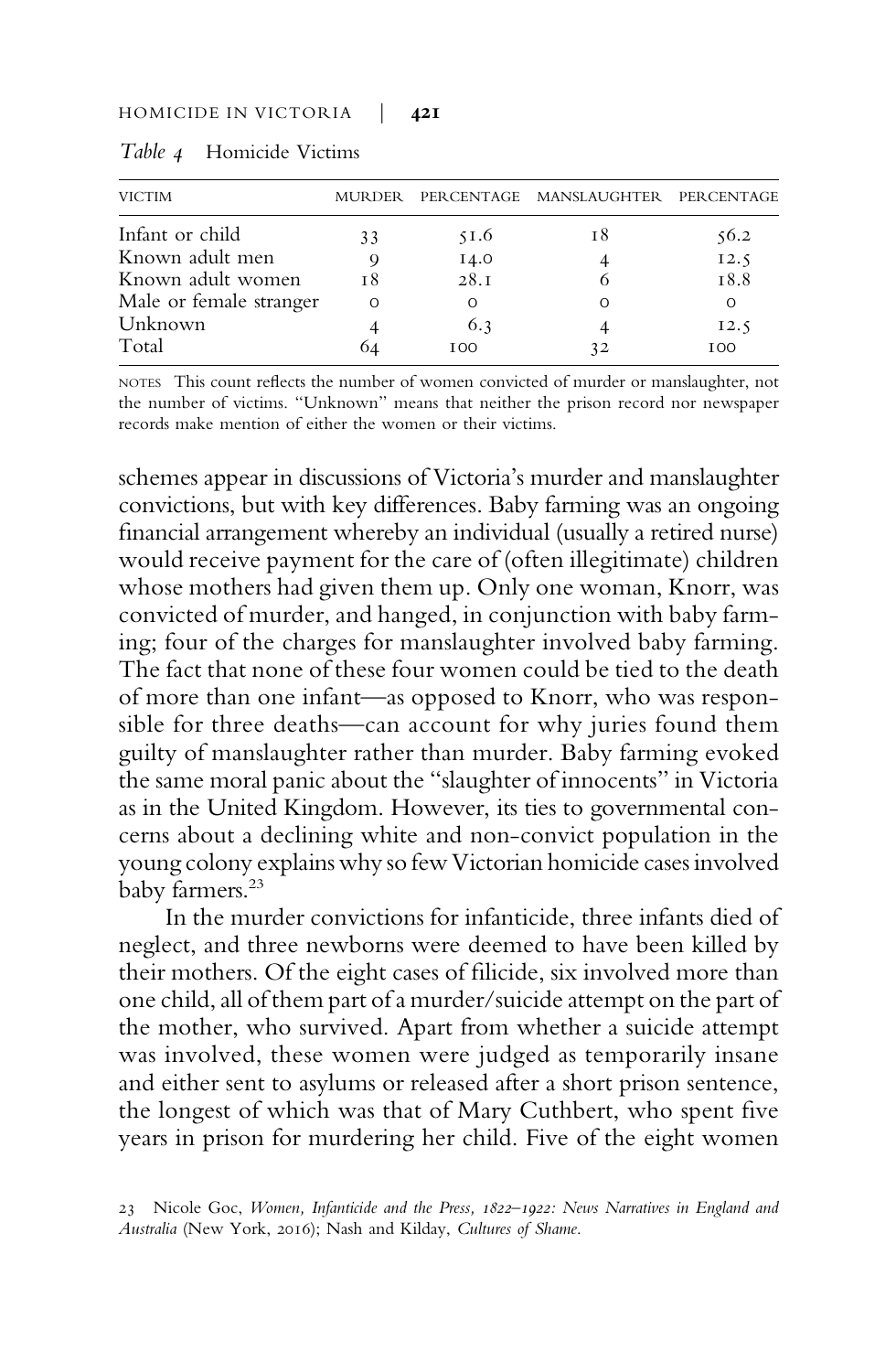*Table 4* Homicide Victims

| VICTIM | MURDER | PERCENTAGE | MANSLAUGHTER | PERCENTAGE |
|---|---|---|---|---|
| Infant or child | 33 | 51.6 | 18 | 56.2 |
| Known adult men | 9 | 14.0 | 4 | 12.5 |
| Known adult women | 18 | 28.1 | 6 | 18.8 |
| Male or female stranger | 0 | 0 | 0 | 0 |
| Unknown | 4 | 6.3 | 4 | 12.5 |
| Total | 64 | 100 | 32 | 100 |

NOTES This count reflects the number of women convicted of murder or manslaughter, not the number of victims. "Unknown" means that neither the prison record nor newspaper records make mention of either the women or their victims.

schemes appear in discussions of Victoria's murder and manslaughter convictions, but with key differences. Baby farming was an ongoing financial arrangement whereby an individual (usually a retired nurse) would receive payment for the care of (often illegitimate) children whose mothers had given them up. Only one woman, Knorr, was convicted of murder, and hanged, in conjunction with baby farming; four of the charges for manslaughter involved baby farming. The fact that none of these four women could be tied to the death of more than one infant—as opposed to Knorr, who was responsible for three deaths—can account for why juries found them guilty of manslaughter rather than murder. Baby farming evoked the same moral panic about the "slaughter of innocents" in Victoria as in the United Kingdom. However, its ties to governmental concerns about a declining white and non-convict population in the young colony explains why so few Victorian homicide cases involved baby farmers.[23]

In the murder convictions for infanticide, three infants died of neglect, and three newborns were deemed to have been killed by their mothers. Of the eight cases of filicide, six involved more than one child, all of them part of a murder/suicide attempt on the part of the mother, who survived. Apart from whether a suicide attempt was involved, these women were judged as temporarily insane and either sent to asylums or released after a short prison sentence, the longest of which was that of Mary Cuthbert, who spent five years in prison for murdering her child. Five of the eight women

23 Nicole Goc, *Women, Infanticide and the Press, 1822–1922: News Narratives in England and Australia* (New York, 2016); Nash and Kilday, *Cultures of Shame*.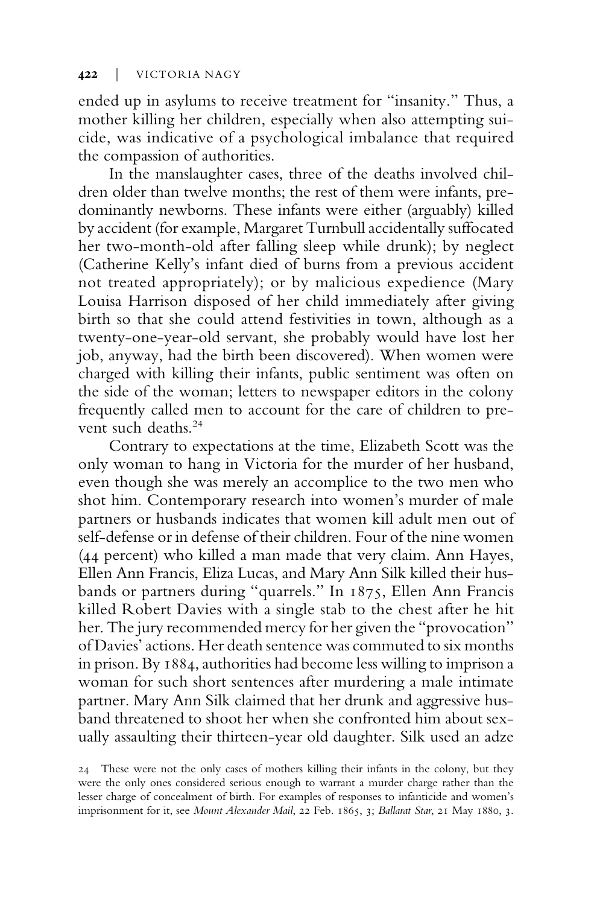ended up in asylums to receive treatment for "insanity." Thus, a mother killing her children, especially when also attempting suicide, was indicative of a psychological imbalance that required the compassion of authorities.

In the manslaughter cases, three of the deaths involved children older than twelve months; the rest of them were infants, predominantly newborns. These infants were either (arguably) killed by accident (for example, Margaret Turnbull accidentally suffocated her two-month-old after falling sleep while drunk); by neglect (Catherine Kelly's infant died of burns from a previous accident not treated appropriately); or by malicious expedience (Mary Louisa Harrison disposed of her child immediately after giving birth so that she could attend festivities in town, although as a twenty-one-year-old servant, she probably would have lost her job, anyway, had the birth been discovered). When women were charged with killing their infants, public sentiment was often on the side of the woman; letters to newspaper editors in the colony frequently called men to account for the care of children to prevent such deaths.[24]

Contrary to expectations at the time, Elizabeth Scott was the only woman to hang in Victoria for the murder of her husband, even though she was merely an accomplice to the two men who shot him. Contemporary research into women's murder of male partners or husbands indicates that women kill adult men out of self-defense or in defense of their children. Four of the nine women (44 percent) who killed a man made that very claim. Ann Hayes, Ellen Ann Francis, Eliza Lucas, and Mary Ann Silk killed their husbands or partners during "quarrels." In 1875, Ellen Ann Francis killed Robert Davies with a single stab to the chest after he hit her. The jury recommended mercy for her given the "provocation" of Davies' actions. Her death sentence was commuted to six months in prison. By 1884, authorities had become less willing to imprison a woman for such short sentences after murdering a male intimate partner. Mary Ann Silk claimed that her drunk and aggressive husband threatened to shoot her when she confronted him about sexually assaulting their thirteen-year old daughter. Silk used an adze

24 These were not the only cases of mothers killing their infants in the colony, but they were the only ones considered serious enough to warrant a murder charge rather than the lesser charge of concealment of birth. For examples of responses to infanticide and women's imprisonment for it, see *Mount Alexander Mail*, 22 Feb. 1865, 3; *Ballarat Star*, 21 May 1880, 3.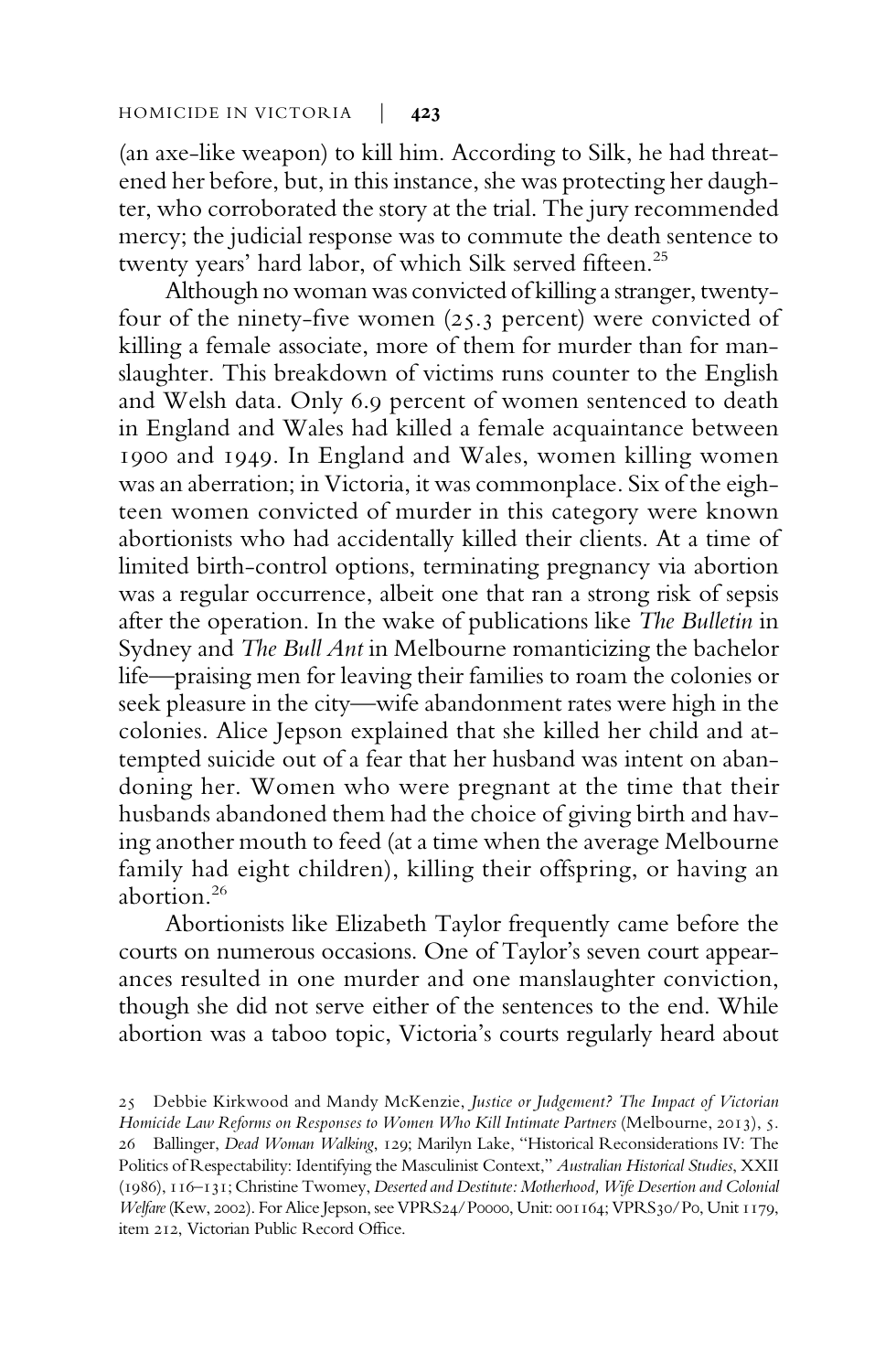(an axe-like weapon) to kill him. According to Silk, he had threatened her before, but, in this instance, she was protecting her daughter, who corroborated the story at the trial. The jury recommended mercy; the judicial response was to commute the death sentence to twenty years' hard labor, of which Silk served fifteen.[25]

Although no woman was convicted of killing a stranger, twenty-four of the ninety-five women (25.3 percent) were convicted of killing a female associate, more of them for murder than for manslaughter. This breakdown of victims runs counter to the English and Welsh data. Only 6.9 percent of women sentenced to death in England and Wales had killed a female acquaintance between 1900 and 1949. In England and Wales, women killing women was an aberration; in Victoria, it was commonplace. Six of the eighteen women convicted of murder in this category were known abortionists who had accidentally killed their clients. At a time of limited birth-control options, terminating pregnancy via abortion was a regular occurrence, albeit one that ran a strong risk of sepsis after the operation. In the wake of publications like *The Bulletin* in Sydney and *The Bull Ant* in Melbourne romanticizing the bachelor life—praising men for leaving their families to roam the colonies or seek pleasure in the city—wife abandonment rates were high in the colonies. Alice Jepson explained that she killed her child and attempted suicide out of a fear that her husband was intent on abandoning her. Women who were pregnant at the time that their husbands abandoned them had the choice of giving birth and having another mouth to feed (at a time when the average Melbourne family had eight children), killing their offspring, or having an abortion.[26]

Abortionists like Elizabeth Taylor frequently came before the courts on numerous occasions. One of Taylor's seven court appearances resulted in one murder and one manslaughter conviction, though she did not serve either of the sentences to the end. While abortion was a taboo topic, Victoria's courts regularly heard about

25 Debbie Kirkwood and Mandy McKenzie, *Justice or Judgement? The Impact of Victorian Homicide Law Reforms on Responses to Women Who Kill Intimate Partners* (Melbourne, 2013), 5.

26 Ballinger, *Dead Woman Walking*, 129; Marilyn Lake, "Historical Reconsiderations IV: The Politics of Respectability: Identifying the Masculinist Context," *Australian Historical Studies*, XXII (1986), 116–131; Christine Twomey, *Deserted and Destitute: Motherhood, Wife Desertion and Colonial Welfare* (Kew, 2002). For Alice Jepson, see VPRS24/P0000, Unit: 001164; VPRS30/P0, Unit 1179, item 212, Victorian Public Record Office.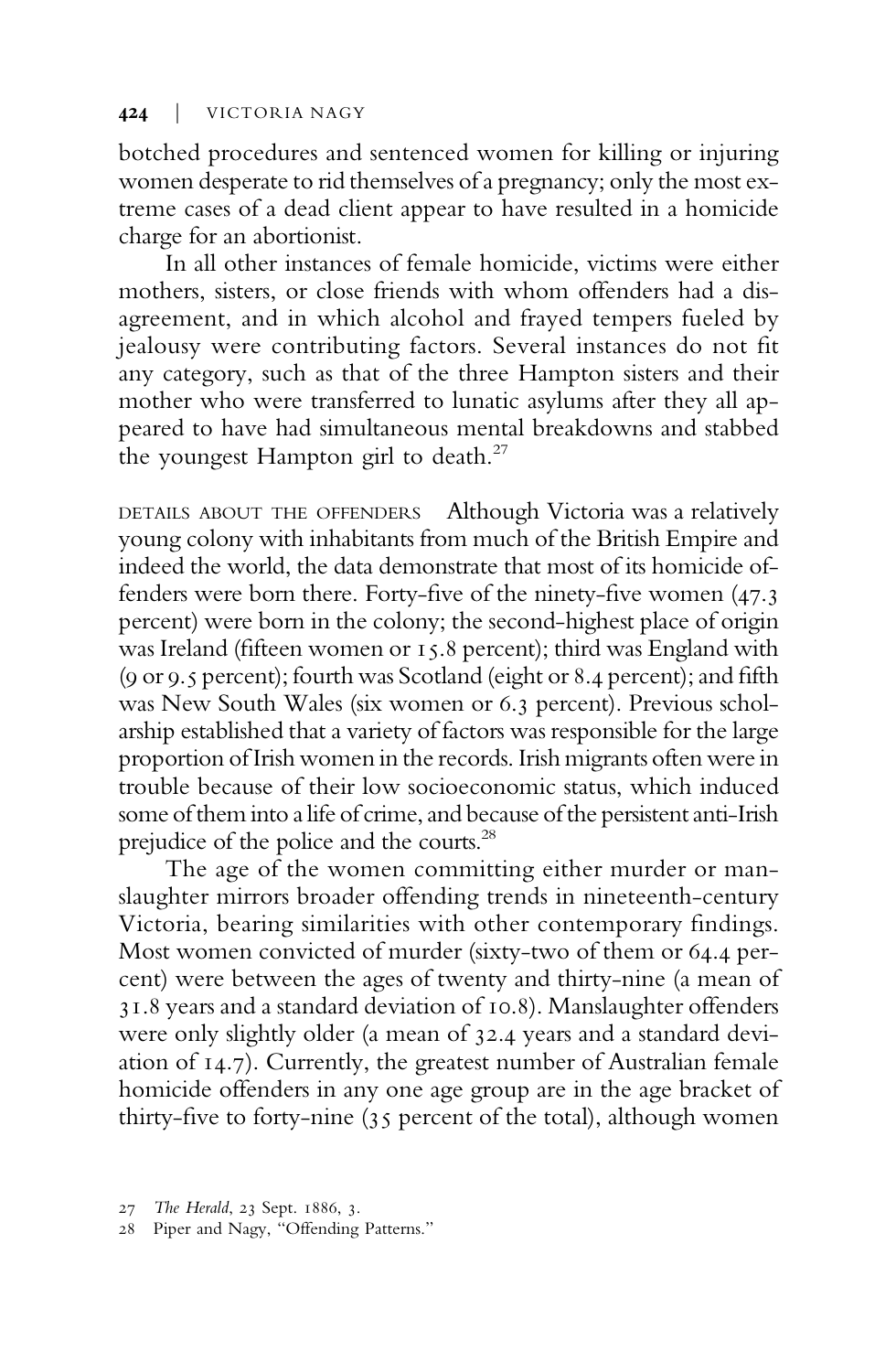botched procedures and sentenced women for killing or injuring women desperate to rid themselves of a pregnancy; only the most extreme cases of a dead client appear to have resulted in a homicide charge for an abortionist.

In all other instances of female homicide, victims were either mothers, sisters, or close friends with whom offenders had a disagreement, and in which alcohol and frayed tempers fueled by jealousy were contributing factors. Several instances do not fit any category, such as that of the three Hampton sisters and their mother who were transferred to lunatic asylums after they all appeared to have had simultaneous mental breakdowns and stabbed the youngest Hampton girl to death.[27]

DETAILS ABOUT THE OFFENDERS Although Victoria was a relatively young colony with inhabitants from much of the British Empire and indeed the world, the data demonstrate that most of its homicide offenders were born there. Forty-five of the ninety-five women (47.3 percent) were born in the colony; the second-highest place of origin was Ireland (fifteen women or 15.8 percent); third was England with (9 or 9.5 percent); fourth was Scotland (eight or 8.4 percent); and fifth was New South Wales (six women or 6.3 percent). Previous scholarship established that a variety of factors was responsible for the large proportion of Irish women in the records. Irish migrants often were in trouble because of their low socioeconomic status, which induced some of them into a life of crime, and because of the persistent anti-Irish prejudice of the police and the courts.[28]

The age of the women committing either murder or manslaughter mirrors broader offending trends in nineteenth-century Victoria, bearing similarities with other contemporary findings. Most women convicted of murder (sixty-two of them or 64.4 percent) were between the ages of twenty and thirty-nine (a mean of 31.8 years and a standard deviation of 10.8). Manslaughter offenders were only slightly older (a mean of 32.4 years and a standard deviation of 14.7). Currently, the greatest number of Australian female homicide offenders in any one age group are in the age bracket of thirty-five to forty-nine (35 percent of the total), although women

27 *The Herald*, 23 Sept. 1886, 3.

28 Piper and Nagy, "Offending Patterns."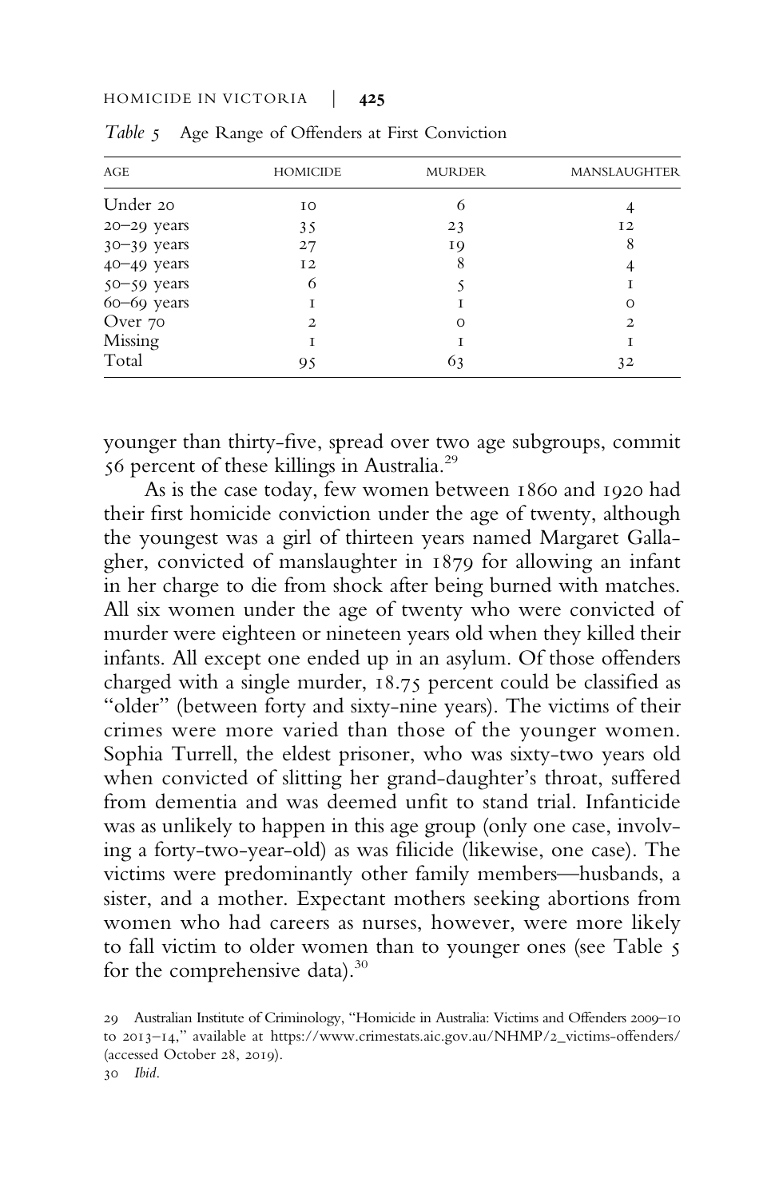*Table 5* Age Range of Offenders at First Conviction

| AGE | HOMICIDE | MURDER | MANSLAUGHTER |
|---|---|---|---|
| Under 20 | 10 | 6 | 4 |
| 20–29 years | 35 | 23 | 12 |
| 30–39 years | 27 | 19 | 8 |
| 40–49 years | 12 | 8 | 4 |
| 50–59 years | 6 | 5 | 1 |
| 60–69 years | 1 | 1 | 0 |
| Over 70 | 2 | 0 | 2 |
| Missing | 1 | 1 | 1 |
| Total | 95 | 63 | 32 |

younger than thirty-five, spread over two age subgroups, commit 56 percent of these killings in Australia.[29]

As is the case today, few women between 1860 and 1920 had their first homicide conviction under the age of twenty, although the youngest was a girl of thirteen years named Margaret Gallagher, convicted of manslaughter in 1879 for allowing an infant in her charge to die from shock after being burned with matches. All six women under the age of twenty who were convicted of murder were eighteen or nineteen years old when they killed their infants. All except one ended up in an asylum. Of those offenders charged with a single murder, 18.75 percent could be classified as "older" (between forty and sixty-nine years). The victims of their crimes were more varied than those of the younger women. Sophia Turrell, the eldest prisoner, who was sixty-two years old when convicted of slitting her grand-daughter's throat, suffered from dementia and was deemed unfit to stand trial. Infanticide was as unlikely to happen in this age group (only one case, involving a forty-two-year-old) as was filicide (likewise, one case). The victims were predominantly other family members—husbands, a sister, and a mother. Expectant mothers seeking abortions from women who had careers as nurses, however, were more likely to fall victim to older women than to younger ones (see Table 5 for the comprehensive data).[30]

29 Australian Institute of Criminology, "Homicide in Australia: Victims and Offenders 2009–10 to 2013–14," available at https://www.crimestats.aic.gov.au/NHMP/2_victims-offenders/ (accessed October 28, 2019).

30 *Ibid*.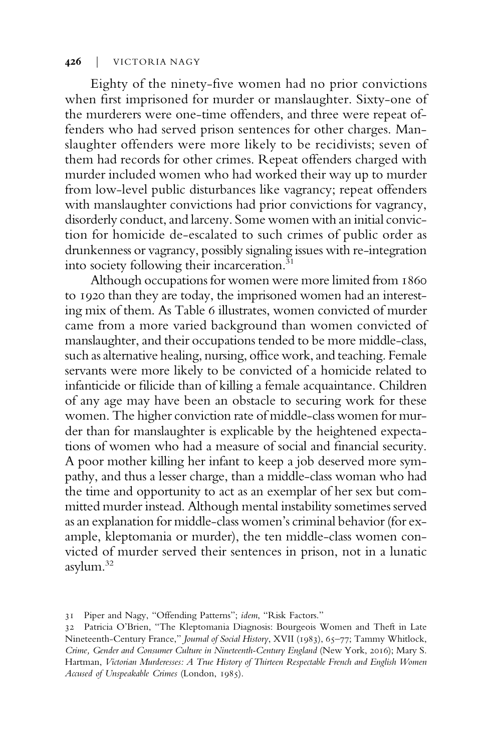Eighty of the ninety-five women had no prior convictions when first imprisoned for murder or manslaughter. Sixty-one of the murderers were one-time offenders, and three were repeat offenders who had served prison sentences for other charges. Manslaughter offenders were more likely to be recidivists; seven of them had records for other crimes. Repeat offenders charged with murder included women who had worked their way up to murder from low-level public disturbances like vagrancy; repeat offenders with manslaughter convictions had prior convictions for vagrancy, disorderly conduct, and larceny. Some women with an initial conviction for homicide de-escalated to such crimes of public order as drunkenness or vagrancy, possibly signaling issues with re-integration into society following their incarceration.[31]

Although occupations for women were more limited from 1860 to 1920 than they are today, the imprisoned women had an interesting mix of them. As Table 6 illustrates, women convicted of murder came from a more varied background than women convicted of manslaughter, and their occupations tended to be more middle-class, such as alternative healing, nursing, office work, and teaching. Female servants were more likely to be convicted of a homicide related to infanticide or filicide than of killing a female acquaintance. Children of any age may have been an obstacle to securing work for these women. The higher conviction rate of middle-class women for murder than for manslaughter is explicable by the heightened expectations of women who had a measure of social and financial security. A poor mother killing her infant to keep a job deserved more sympathy, and thus a lesser charge, than a middle-class woman who had the time and opportunity to act as an exemplar of her sex but committed murder instead. Although mental instability sometimes served as an explanation for middle-class women's criminal behavior (for example, kleptomania or murder), the ten middle-class women convicted of murder served their sentences in prison, not in a lunatic asylum.[32]

31 Piper and Nagy, "Offending Patterns"; *idem*, "Risk Factors."

32 Patricia O'Brien, "The Kleptomania Diagnosis: Bourgeois Women and Theft in Late Nineteenth-Century France," *Journal of Social History*, XVII (1983), 65–77; Tammy Whitlock, *Crime, Gender and Consumer Culture in Nineteenth-Century England* (New York, 2016); Mary S. Hartman, *Victorian Murderesses: A True History of Thirteen Respectable French and English Women Accused of Unspeakable Crimes* (London, 1985).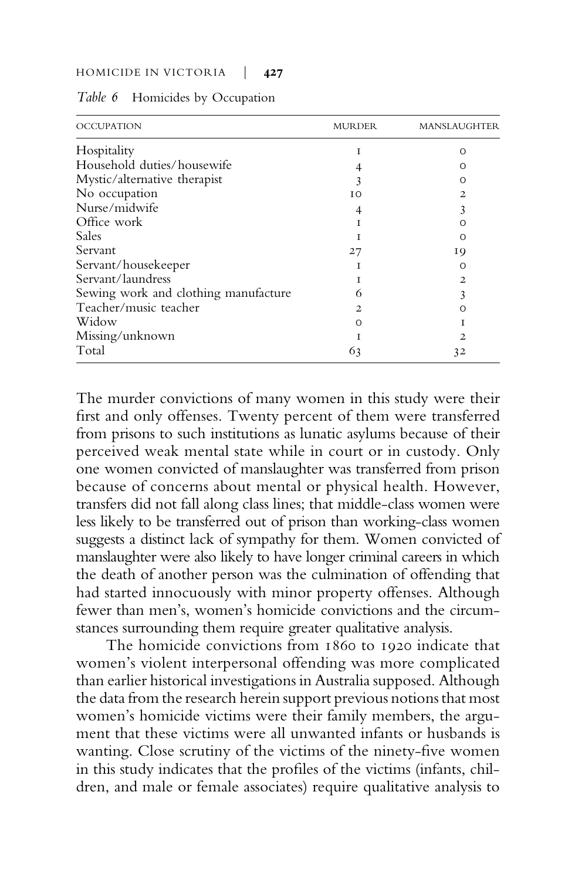*Table 6* Homicides by Occupation

| OCCUPATION | MURDER | MANSLAUGHTER |
|---|---|---|
| Hospitality | 1 | 0 |
| Household duties/housewife | 4 | 0 |
| Mystic/alternative therapist | 3 | 0 |
| No occupation | 10 | 2 |
| Nurse/midwife | 4 | 3 |
| Office work | 1 | 0 |
| Sales | 1 | 0 |
| Servant | 27 | 19 |
| Servant/housekeeper | 1 | 0 |
| Servant/laundress | 1 | 2 |
| Sewing work and clothing manufacture | 6 | 3 |
| Teacher/music teacher | 2 | 0 |
| Widow | 0 | 1 |
| Missing/unknown | 1 | 2 |
| Total | 63 | 32 |

The murder convictions of many women in this study were their first and only offenses. Twenty percent of them were transferred from prisons to such institutions as lunatic asylums because of their perceived weak mental state while in court or in custody. Only one women convicted of manslaughter was transferred from prison because of concerns about mental or physical health. However, transfers did not fall along class lines; that middle-class women were less likely to be transferred out of prison than working-class women suggests a distinct lack of sympathy for them. Women convicted of manslaughter were also likely to have longer criminal careers in which the death of another person was the culmination of offending that had started innocuously with minor property offenses. Although fewer than men's, women's homicide convictions and the circumstances surrounding them require greater qualitative analysis.

The homicide convictions from 1860 to 1920 indicate that women's violent interpersonal offending was more complicated than earlier historical investigations in Australia supposed. Although the data from the research herein support previous notions that most women's homicide victims were their family members, the argument that these victims were all unwanted infants or husbands is wanting. Close scrutiny of the victims of the ninety-five women in this study indicates that the profiles of the victims (infants, children, and male or female associates) require qualitative analysis to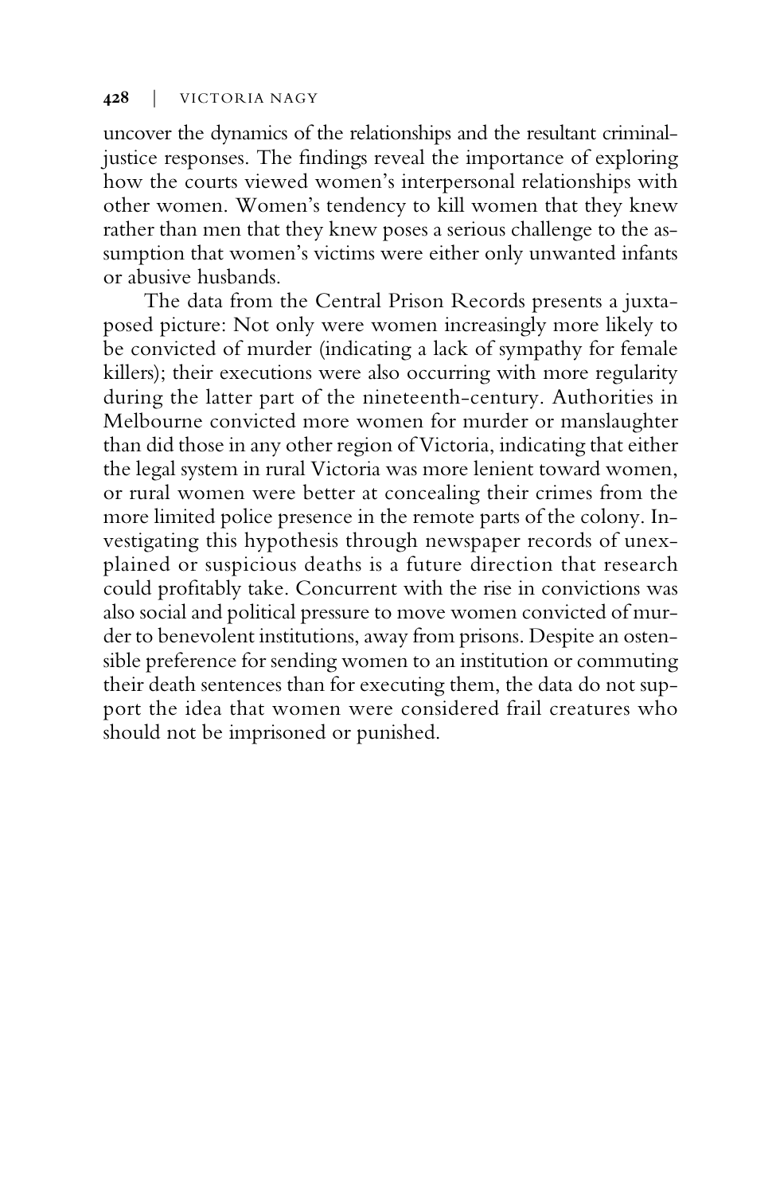uncover the dynamics of the relationships and the resultant criminal-justice responses. The findings reveal the importance of exploring how the courts viewed women's interpersonal relationships with other women. Women's tendency to kill women that they knew rather than men that they knew poses a serious challenge to the assumption that women's victims were either only unwanted infants or abusive husbands.

The data from the Central Prison Records presents a juxtaposed picture: Not only were women increasingly more likely to be convicted of murder (indicating a lack of sympathy for female killers); their executions were also occurring with more regularity during the latter part of the nineteenth-century. Authorities in Melbourne convicted more women for murder or manslaughter than did those in any other region of Victoria, indicating that either the legal system in rural Victoria was more lenient toward women, or rural women were better at concealing their crimes from the more limited police presence in the remote parts of the colony. Investigating this hypothesis through newspaper records of unexplained or suspicious deaths is a future direction that research could profitably take. Concurrent with the rise in convictions was also social and political pressure to move women convicted of murder to benevolent institutions, away from prisons. Despite an ostensible preference for sending women to an institution or commuting their death sentences than for executing them, the data do not support the idea that women were considered frail creatures who should not be imprisoned or punished.